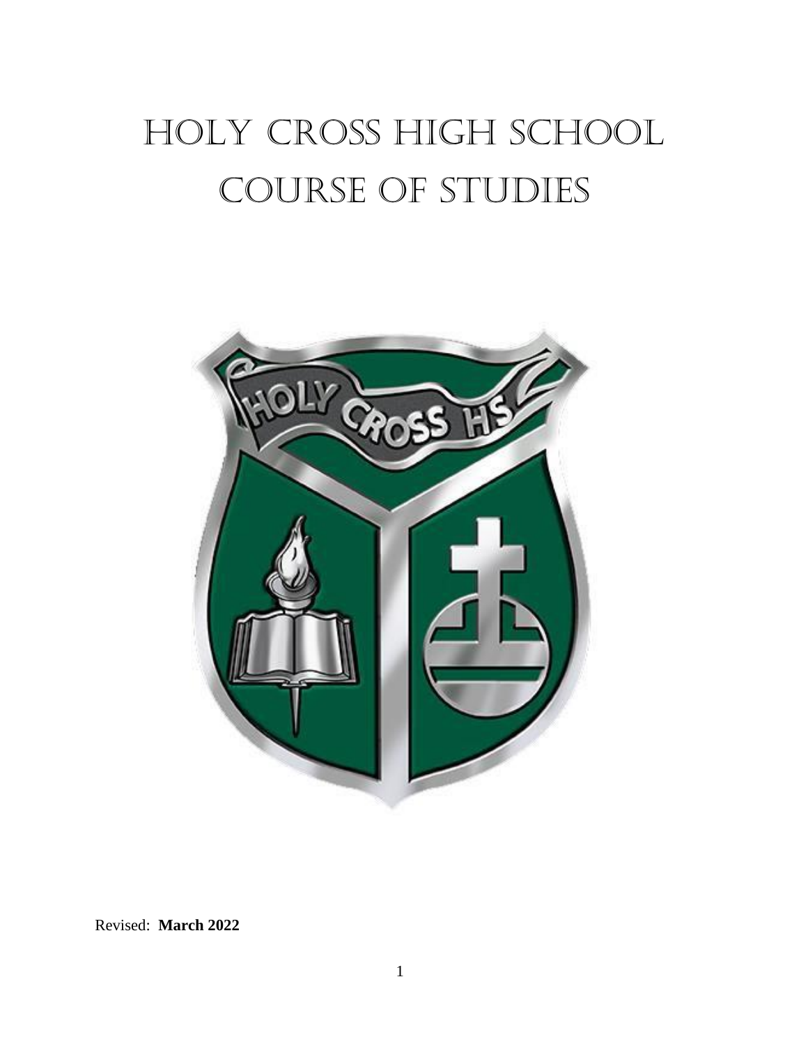# HOLY CROSS HIGH SCHOOL COURSE OF STUDIES

Revised: **March 2022**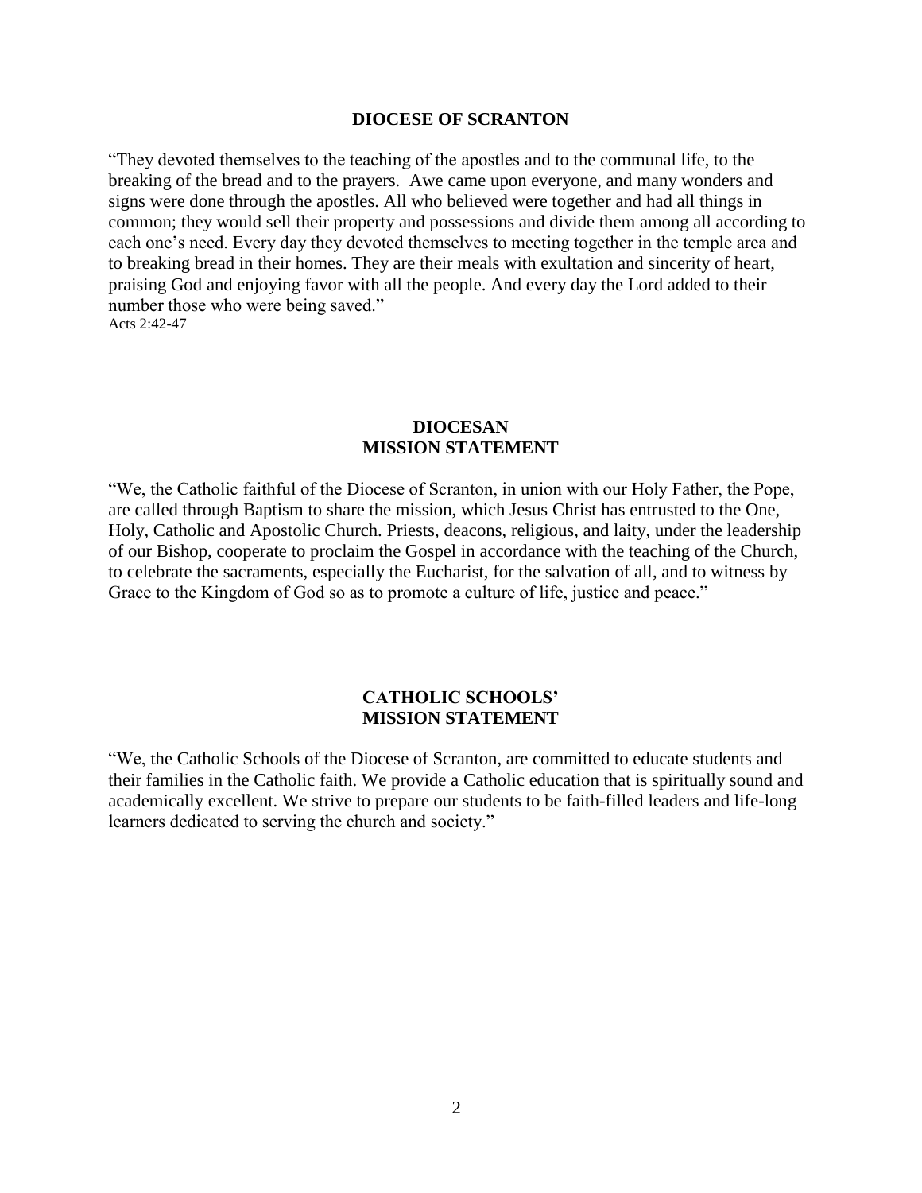## DIOCESE OF SCRANTON

"They devoted themselves to the teaching of the apostles and to the communal life, to the breaking of the bread and to the prayers. Awe came upon everyone, and many wonders and signs were done through the apostles. All who believed were together and had all things in common; they would sell their property and possessions and divide them among all according to each one's need. Every day they devoted themselves to meeting together in the temple area and to breaking bread in their homes. They are their meals with exultation and sincerity of heart, praising God and enjoying favor with all the people. And every day the Lord added to their number those who were being saved."
Acts 2:42-47

## DIOCESAN MISSION STATEMENT

"We, the Catholic faithful of the Diocese of Scranton, in union with our Holy Father, the Pope, are called through Baptism to share the mission, which Jesus Christ has entrusted to the One, Holy, Catholic and Apostolic Church. Priests, deacons, religious, and laity, under the leadership of our Bishop, cooperate to proclaim the Gospel in accordance with the teaching of the Church, to celebrate the sacraments, especially the Eucharist, for the salvation of all, and to witness by Grace to the Kingdom of God so as to promote a culture of life, justice and peace."

## CATHOLIC SCHOOLS' MISSION STATEMENT

"We, the Catholic Schools of the Diocese of Scranton, are committed to educate students and their families in the Catholic faith. We provide a Catholic education that is spiritually sound and academically excellent. We strive to prepare our students to be faith-filled leaders and life-long learners dedicated to serving the church and society."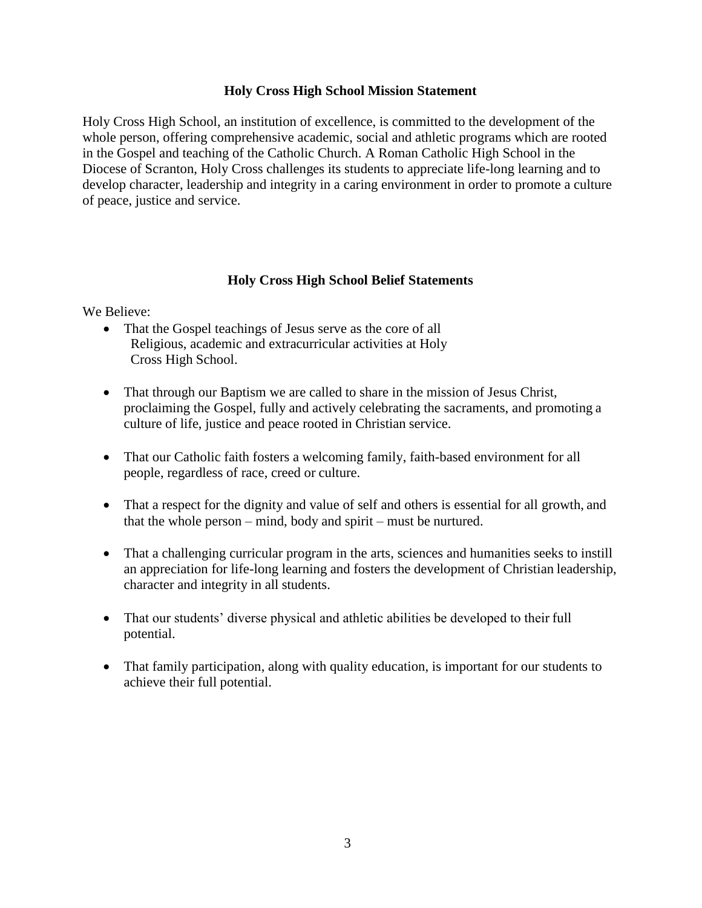## Holy Cross High School Mission Statement

Holy Cross High School, an institution of excellence, is committed to the development of the whole person, offering comprehensive academic, social and athletic programs which are rooted in the Gospel and teaching of the Catholic Church. A Roman Catholic High School in the Diocese of Scranton, Holy Cross challenges its students to appreciate life-long learning and to develop character, leadership and integrity in a caring environment in order to promote a culture of peace, justice and service.

## Holy Cross High School Belief Statements

We Believe:

- That the Gospel teachings of Jesus serve as the core of all Religious, academic and extracurricular activities at Holy Cross High School.
- That through our Baptism we are called to share in the mission of Jesus Christ, proclaiming the Gospel, fully and actively celebrating the sacraments, and promoting a culture of life, justice and peace rooted in Christian service.
- That our Catholic faith fosters a welcoming family, faith-based environment for all people, regardless of race, creed or culture.
- That a respect for the dignity and value of self and others is essential for all growth, and that the whole person – mind, body and spirit – must be nurtured.
- That a challenging curricular program in the arts, sciences and humanities seeks to instill an appreciation for life-long learning and fosters the development of Christian leadership, character and integrity in all students.
- That our students' diverse physical and athletic abilities be developed to their full potential.
- That family participation, along with quality education, is important for our students to achieve their full potential.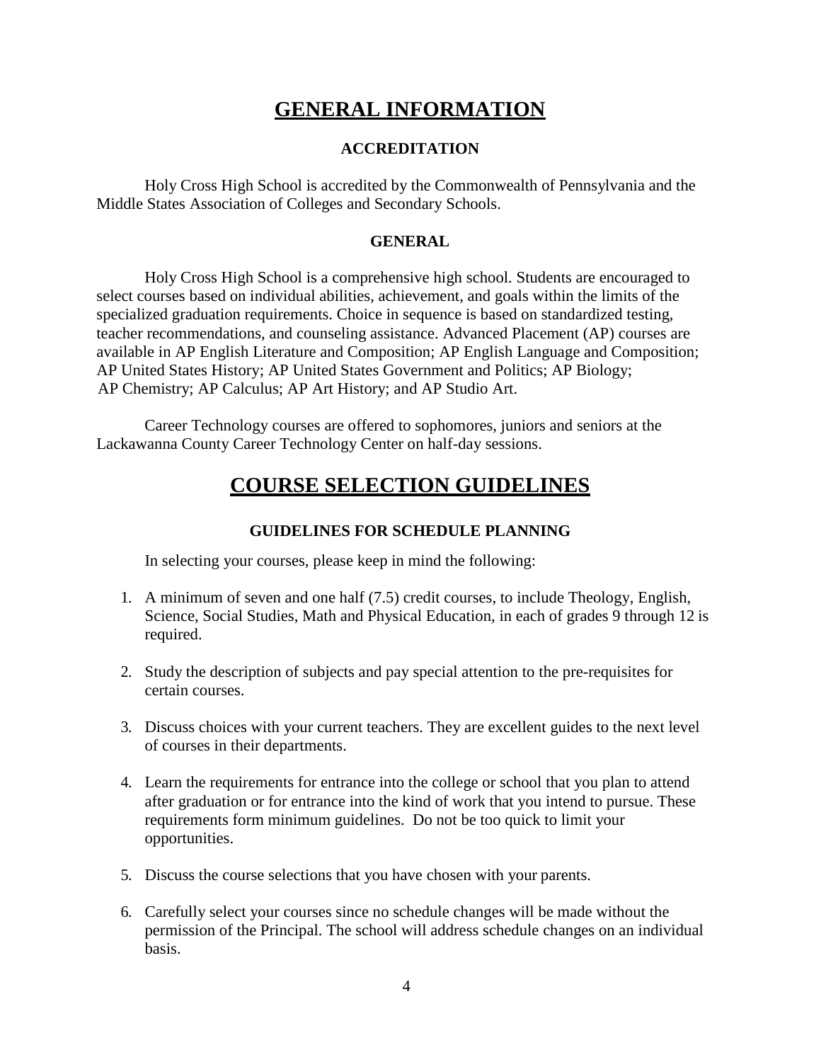# GENERAL INFORMATION

### ACCREDITATION

Holy Cross High School is accredited by the Commonwealth of Pennsylvania and the Middle States Association of Colleges and Secondary Schools.

### GENERAL

Holy Cross High School is a comprehensive high school. Students are encouraged to select courses based on individual abilities, achievement, and goals within the limits of the specialized graduation requirements. Choice in sequence is based on standardized testing, teacher recommendations, and counseling assistance. Advanced Placement (AP) courses are available in AP English Literature and Composition; AP English Language and Composition; AP United States History; AP United States Government and Politics; AP Biology; AP Chemistry; AP Calculus; AP Art History; and AP Studio Art.

Career Technology courses are offered to sophomores, juniors and seniors at the Lackawanna County Career Technology Center on half-day sessions.

# COURSE SELECTION GUIDELINES

### GUIDELINES FOR SCHEDULE PLANNING

In selecting your courses, please keep in mind the following:

1. A minimum of seven and one half (7.5) credit courses, to include Theology, English, Science, Social Studies, Math and Physical Education, in each of grades 9 through 12 is required.

2. Study the description of subjects and pay special attention to the pre-requisites for certain courses.

3. Discuss choices with your current teachers. They are excellent guides to the next level of courses in their departments.

4. Learn the requirements for entrance into the college or school that you plan to attend after graduation or for entrance into the kind of work that you intend to pursue. These requirements form minimum guidelines. Do not be too quick to limit your opportunities.

5. Discuss the course selections that you have chosen with your parents.

6. Carefully select your courses since no schedule changes will be made without the permission of the Principal. The school will address schedule changes on an individual basis.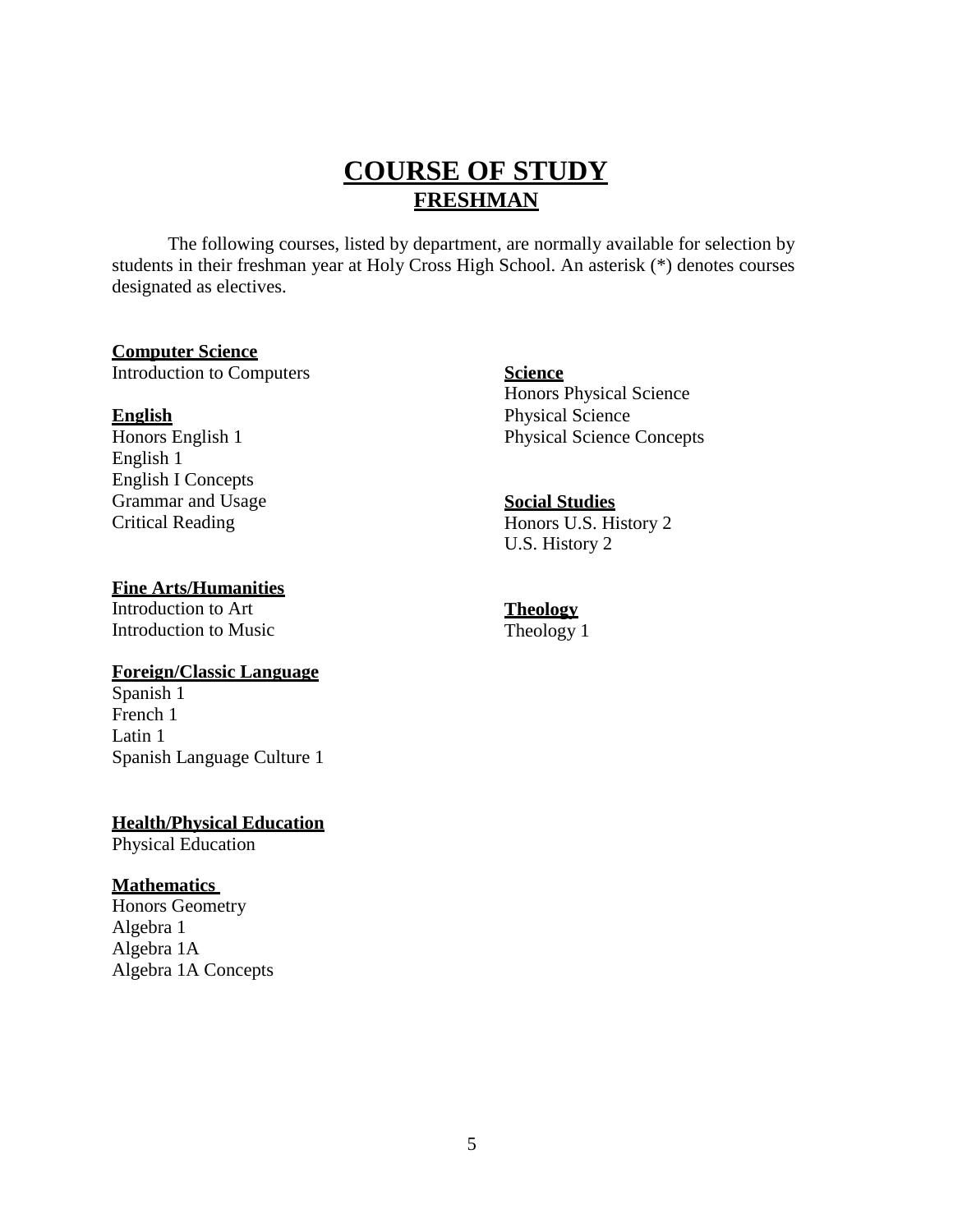# COURSE OF STUDY

## FRESHMAN

The following courses, listed by department, are normally available for selection by students in their freshman year at Holy Cross High School. An asterisk (*) denotes courses designated as electives.

**Computer Science**
Introduction to Computers

**English**
Honors English 1
English 1
English I Concepts
Grammar and Usage
Critical Reading

**Fine Arts/Humanities**
Introduction to Art
Introduction to Music

**Foreign/Classic Language**
Spanish 1
French 1
Latin 1
Spanish Language Culture 1

**Health/Physical Education**
Physical Education

**Mathematics**
Honors Geometry
Algebra 1
Algebra 1A
Algebra 1A Concepts

**Science**
Honors Physical Science
Physical Science
Physical Science Concepts

**Social Studies**
Honors U.S. History 2
U.S. History 2

**Theology**
Theology 1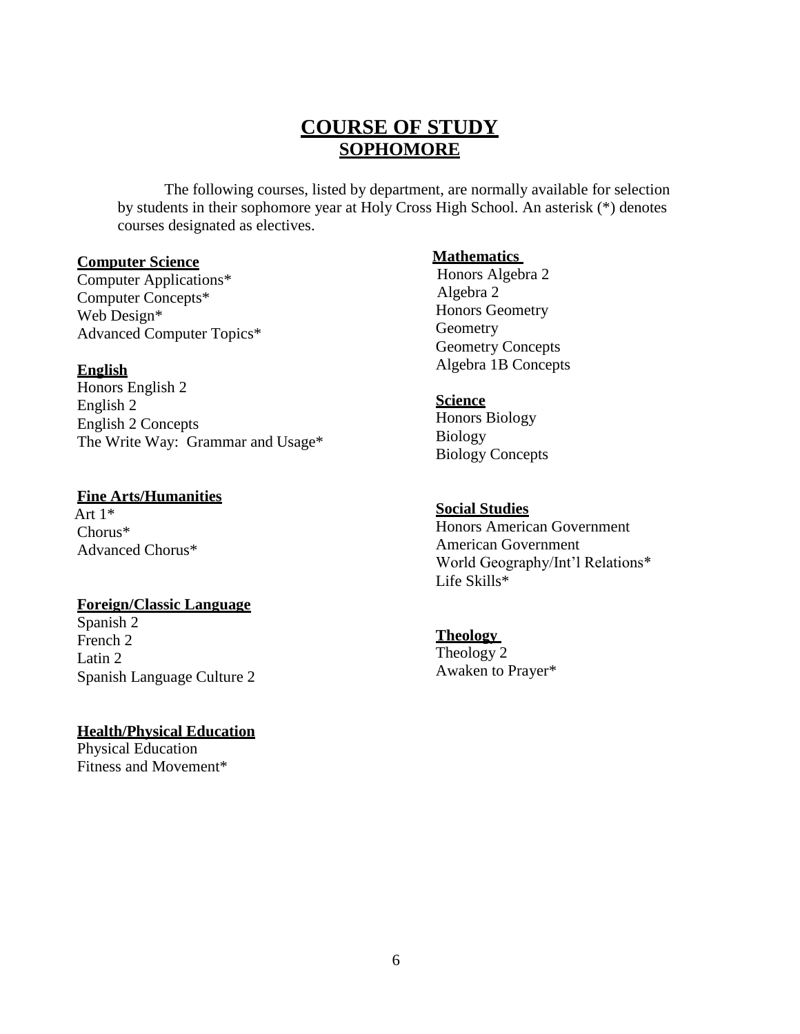# COURSE OF STUDY

## SOPHOMORE

The following courses, listed by department, are normally available for selection by students in their sophomore year at Holy Cross High School. An asterisk (*) denotes courses designated as electives.

**Computer Science**

Computer Applications*
Computer Concepts*
Web Design*
Advanced Computer Topics*

**English**

Honors English 2
English 2
English 2 Concepts
The Write Way: Grammar and Usage*

**Fine Arts/Humanities**

Art 1*
Chorus*
Advanced Chorus*

**Foreign/Classic Language**

Spanish 2
French 2
Latin 2
Spanish Language Culture 2

**Health/Physical Education**

Physical Education
Fitness and Movement*

**Mathematics**

Honors Algebra 2
Algebra 2
Honors Geometry
Geometry
Geometry Concepts
Algebra 1B Concepts

**Science**

Honors Biology
Biology
Biology Concepts

**Social Studies**

Honors American Government
American Government
World Geography/Int'l Relations*
Life Skills*

**Theology**

Theology 2
Awaken to Prayer*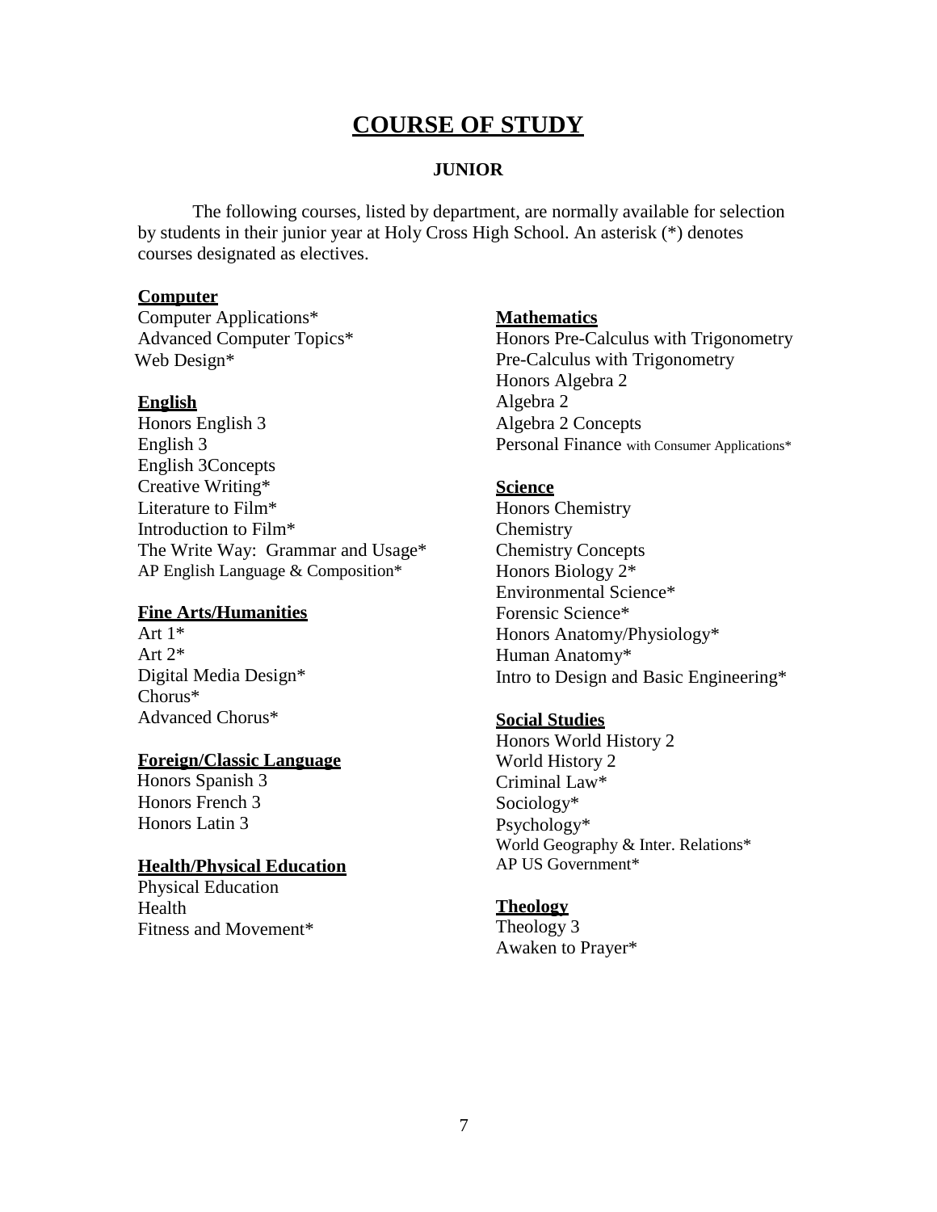# COURSE OF STUDY

## JUNIOR

The following courses, listed by department, are normally available for selection by students in their junior year at Holy Cross High School. An asterisk (*) denotes courses designated as electives.

**Computer**

Computer Applications*
Advanced Computer Topics*
Web Design*

**English**

Honors English 3
English 3
English 3Concepts
Creative Writing*
Literature to Film*
Introduction to Film*
The Write Way: Grammar and Usage*
AP English Language & Composition*

**Fine Arts/Humanities**

Art 1*
Art 2*
Digital Media Design*
Chorus*
Advanced Chorus*

**Foreign/Classic Language**

Honors Spanish 3
Honors French 3
Honors Latin 3

**Health/Physical Education**

Physical Education
Health
Fitness and Movement*

**Mathematics**

Honors Pre-Calculus with Trigonometry
Pre-Calculus with Trigonometry
Honors Algebra 2
Algebra 2
Algebra 2 Concepts
Personal Finance with Consumer Applications*

**Science**

Honors Chemistry
Chemistry
Chemistry Concepts
Honors Biology 2*
Environmental Science*
Forensic Science*
Honors Anatomy/Physiology*
Human Anatomy*
Intro to Design and Basic Engineering*

**Social Studies**

Honors World History 2
World History 2
Criminal Law*
Sociology*
Psychology*
World Geography & Inter. Relations*
AP US Government*

**Theology**

Theology 3
Awaken to Prayer*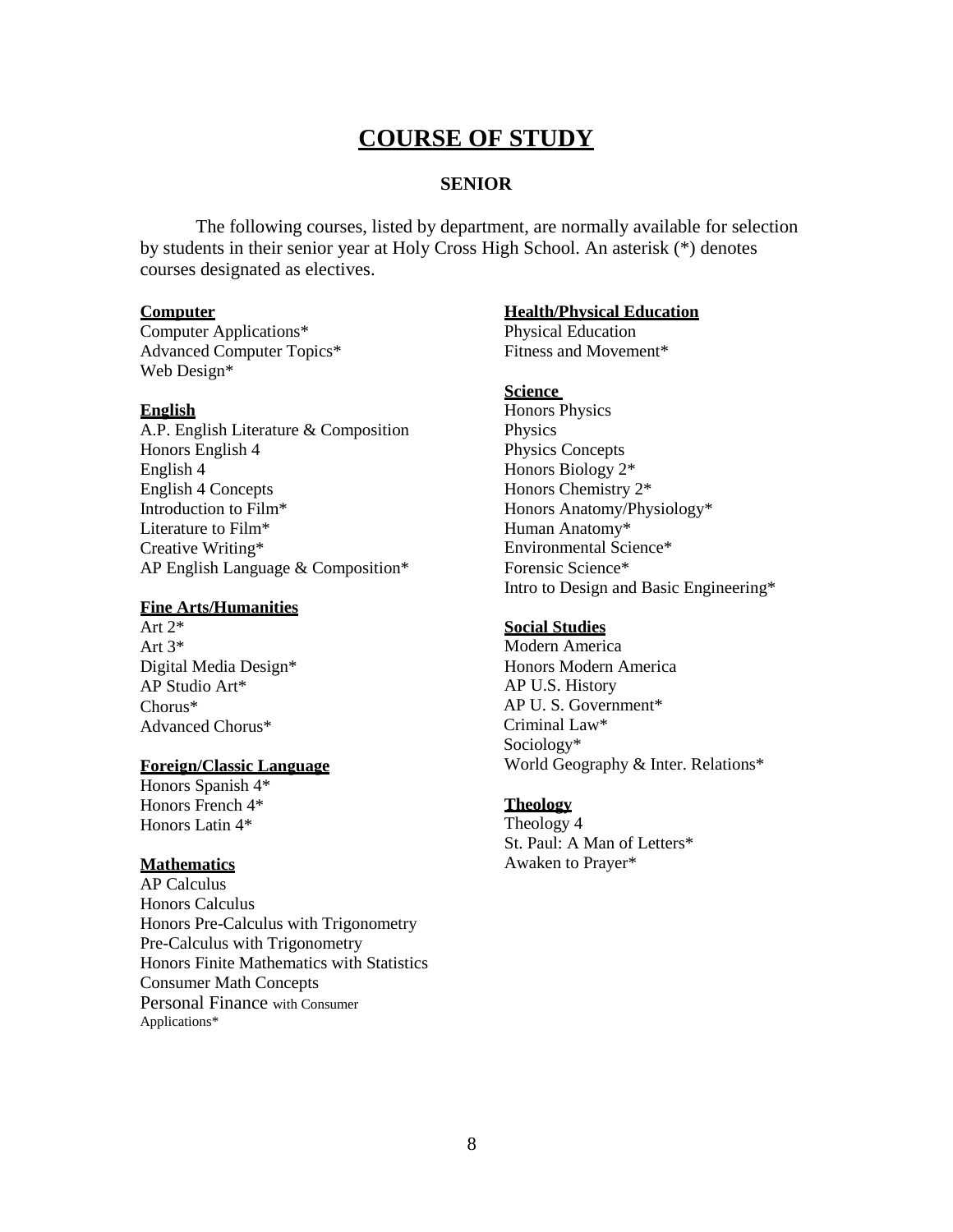# COURSE OF STUDY

## SENIOR

The following courses, listed by department, are normally available for selection by students in their senior year at Holy Cross High School. An asterisk (*) denotes courses designated as electives.

**Computer**

Computer Applications*
Advanced Computer Topics*
Web Design*

**English**

A.P. English Literature & Composition
Honors English 4
English 4
English 4 Concepts
Introduction to Film*
Literature to Film*
Creative Writing*
AP English Language & Composition*

**Fine Arts/Humanities**

Art 2*
Art 3*
Digital Media Design*
AP Studio Art*
Chorus*
Advanced Chorus*

**Foreign/Classic Language**

Honors Spanish 4*
Honors French 4*
Honors Latin 4*

**Mathematics**

AP Calculus
Honors Calculus
Honors Pre-Calculus with Trigonometry
Pre-Calculus with Trigonometry
Honors Finite Mathematics with Statistics
Consumer Math Concepts
Personal Finance with Consumer Applications*

**Health/Physical Education**

Physical Education
Fitness and Movement*

**Science**

Honors Physics
Physics
Physics Concepts
Honors Biology 2*
Honors Chemistry 2*
Honors Anatomy/Physiology*
Human Anatomy*
Environmental Science*
Forensic Science*
Intro to Design and Basic Engineering*

**Social Studies**

Modern America
Honors Modern America
AP U.S. History
AP U. S. Government*
Criminal Law*
Sociology*
World Geography & Inter. Relations*

**Theology**

Theology 4
St. Paul: A Man of Letters*
Awaken to Prayer*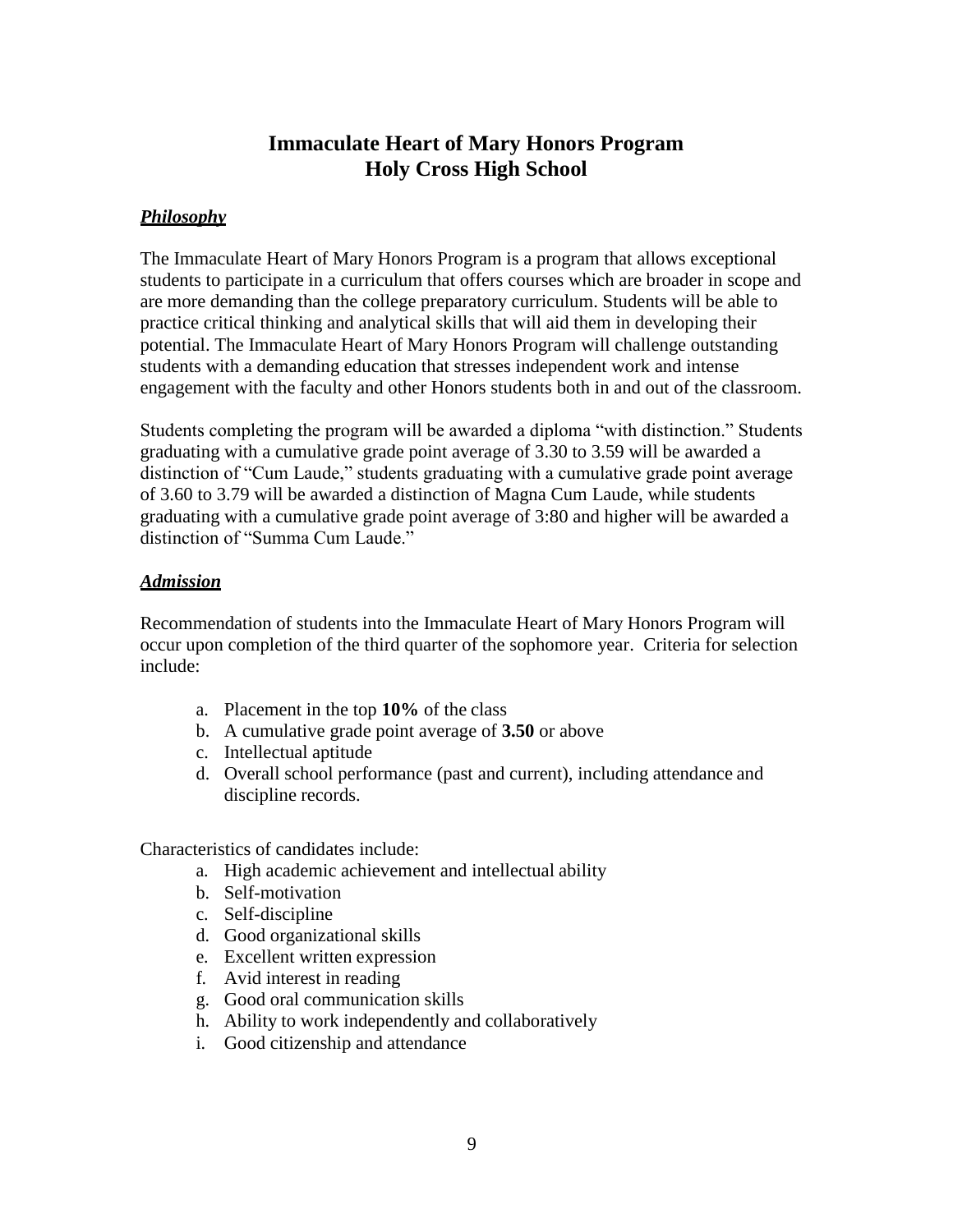# Immaculate Heart of Mary Honors Program
# Holy Cross High School

***Philosophy***

The Immaculate Heart of Mary Honors Program is a program that allows exceptional students to participate in a curriculum that offers courses which are broader in scope and are more demanding than the college preparatory curriculum. Students will be able to practice critical thinking and analytical skills that will aid them in developing their potential. The Immaculate Heart of Mary Honors Program will challenge outstanding students with a demanding education that stresses independent work and intense engagement with the faculty and other Honors students both in and out of the classroom.

Students completing the program will be awarded a diploma "with distinction." Students graduating with a cumulative grade point average of 3.30 to 3.59 will be awarded a distinction of "Cum Laude," students graduating with a cumulative grade point average of 3.60 to 3.79 will be awarded a distinction of Magna Cum Laude, while students graduating with a cumulative grade point average of 3:80 and higher will be awarded a distinction of "Summa Cum Laude."

***Admission***

Recommendation of students into the Immaculate Heart of Mary Honors Program will occur upon completion of the third quarter of the sophomore year. Criteria for selection include:

a. Placement in the top **10%** of the class
b. A cumulative grade point average of **3.50** or above
c. Intellectual aptitude
d. Overall school performance (past and current), including attendance and discipline records.

Characteristics of candidates include:

a. High academic achievement and intellectual ability
b. Self-motivation
c. Self-discipline
d. Good organizational skills
e. Excellent written expression
f. Avid interest in reading
g. Good oral communication skills
h. Ability to work independently and collaboratively
i. Good citizenship and attendance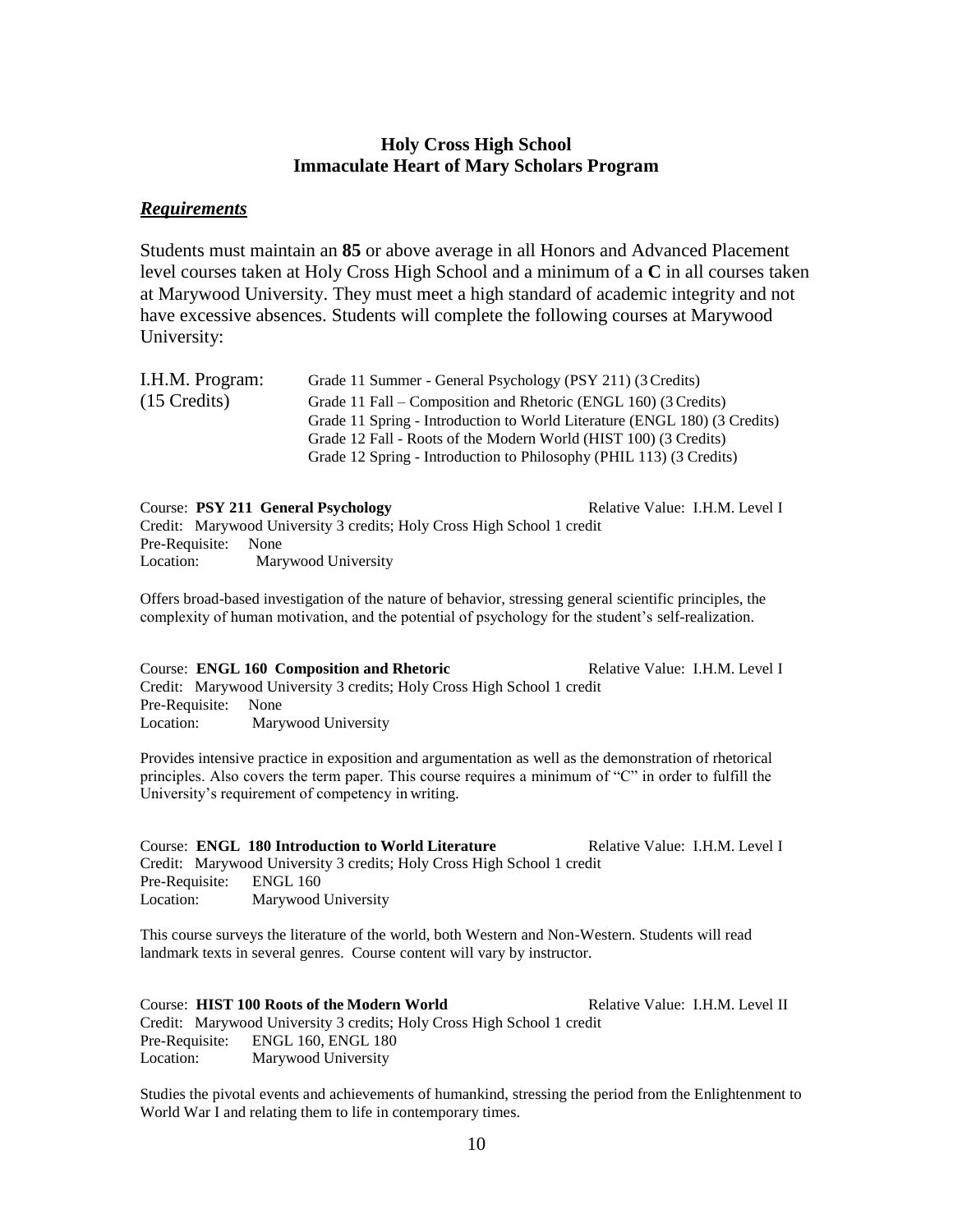## Holy Cross High School
## Immaculate Heart of Mary Scholars Program

### ***Requirements***

Students must maintain an **85** or above average in all Honors and Advanced Placement level courses taken at Holy Cross High School and a minimum of a **C** in all courses taken at Marywood University. They must meet a high standard of academic integrity and not have excessive absences. Students will complete the following courses at Marywood University:

| I.H.M. Program: (15 Credits) | |
|---|---|
| | Grade 11 Summer - General Psychology (PSY 211) (3 Credits) |
| | Grade 11 Fall – Composition and Rhetoric (ENGL 160) (3 Credits) |
| | Grade 11 Spring - Introduction to World Literature (ENGL 180) (3 Credits) |
| | Grade 12 Fall - Roots of the Modern World (HIST 100) (3 Credits) |
| | Grade 12 Spring - Introduction to Philosophy (PHIL 113) (3 Credits) |

Course: **PSY 211 General Psychology** Relative Value: I.H.M. Level I
Credit: Marywood University 3 credits; Holy Cross High School 1 credit
Pre-Requisite: None
Location: Marywood University

Offers broad-based investigation of the nature of behavior, stressing general scientific principles, the complexity of human motivation, and the potential of psychology for the student's self-realization.

Course: **ENGL 160 Composition and Rhetoric** Relative Value: I.H.M. Level I
Credit: Marywood University 3 credits; Holy Cross High School 1 credit
Pre-Requisite: None
Location: Marywood University

Provides intensive practice in exposition and argumentation as well as the demonstration of rhetorical principles. Also covers the term paper. This course requires a minimum of "C" in order to fulfill the University's requirement of competency in writing.

Course: **ENGL 180 Introduction to World Literature** Relative Value: I.H.M. Level I
Credit: Marywood University 3 credits; Holy Cross High School 1 credit
Pre-Requisite: ENGL 160
Location: Marywood University

This course surveys the literature of the world, both Western and Non-Western. Students will read landmark texts in several genres. Course content will vary by instructor.

Course: **HIST 100 Roots of the Modern World** Relative Value: I.H.M. Level II
Credit: Marywood University 3 credits; Holy Cross High School 1 credit
Pre-Requisite: ENGL 160, ENGL 180
Location: Marywood University

Studies the pivotal events and achievements of humankind, stressing the period from the Enlightenment to World War I and relating them to life in contemporary times.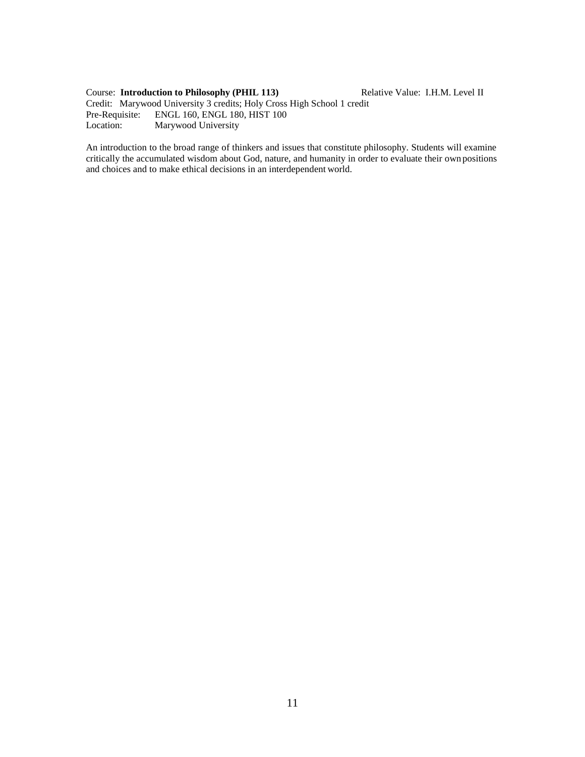Course: **Introduction to Philosophy (PHIL 113)** Relative Value: I.H.M. Level II
Credit: Marywood University 3 credits; Holy Cross High School 1 credit
Pre-Requisite: ENGL 160, ENGL 180, HIST 100
Location: Marywood University

An introduction to the broad range of thinkers and issues that constitute philosophy. Students will examine critically the accumulated wisdom about God, nature, and humanity in order to evaluate their own positions and choices and to make ethical decisions in an interdependent world.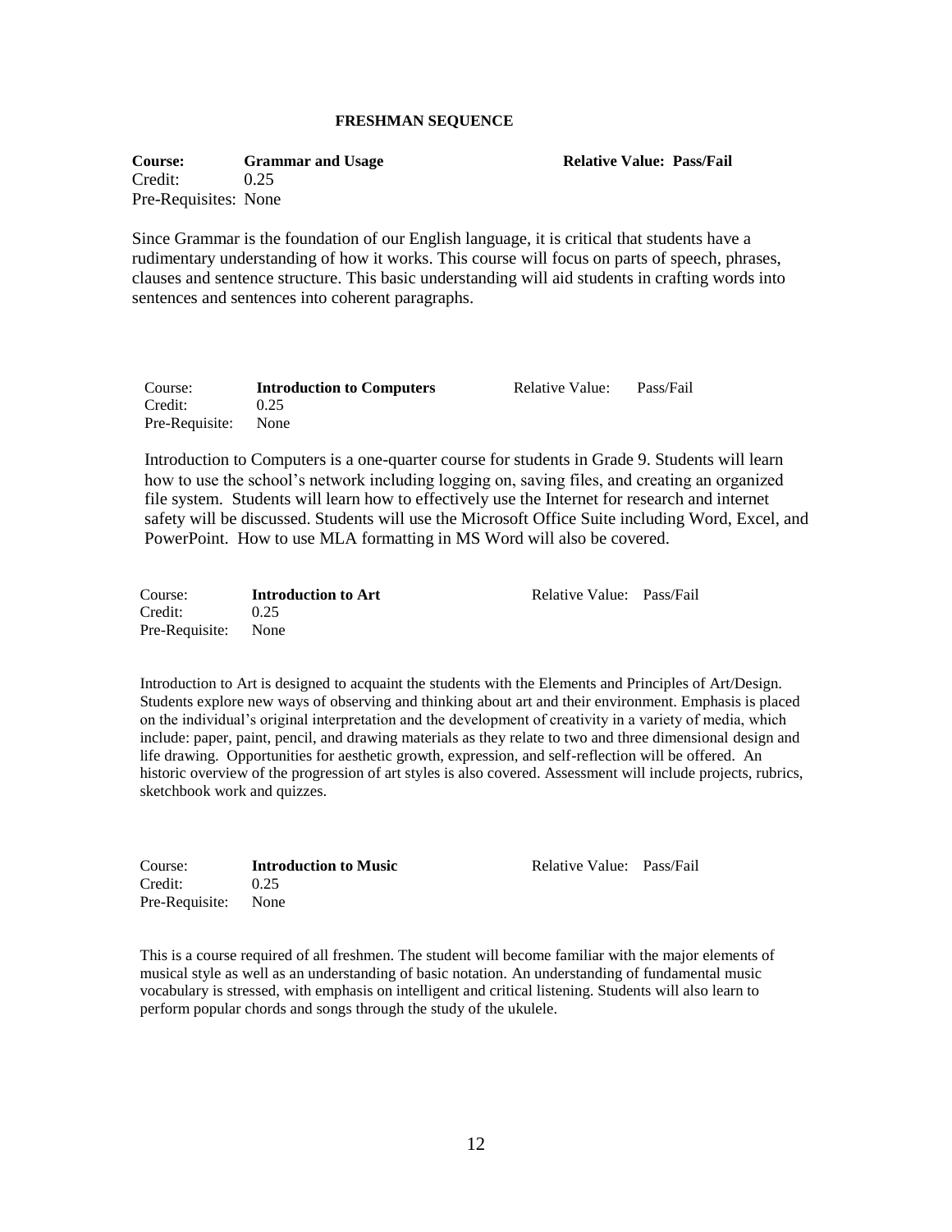## FRESHMAN SEQUENCE

**Course:** **Grammar and Usage** **Relative Value: Pass/Fail**
Credit: 0.25
Pre-Requisites: None

Since Grammar is the foundation of our English language, it is critical that students have a rudimentary understanding of how it works. This course will focus on parts of speech, phrases, clauses and sentence structure. This basic understanding will aid students in crafting words into sentences and sentences into coherent paragraphs.

Course: **Introduction to Computers** Relative Value: Pass/Fail
Credit: 0.25
Pre-Requisite: None

Introduction to Computers is a one-quarter course for students in Grade 9. Students will learn how to use the school's network including logging on, saving files, and creating an organized file system. Students will learn how to effectively use the Internet for research and internet safety will be discussed. Students will use the Microsoft Office Suite including Word, Excel, and PowerPoint. How to use MLA formatting in MS Word will also be covered.

Course: **Introduction to Art** Relative Value: Pass/Fail
Credit: 0.25
Pre-Requisite: None

Introduction to Art is designed to acquaint the students with the Elements and Principles of Art/Design. Students explore new ways of observing and thinking about art and their environment. Emphasis is placed on the individual's original interpretation and the development of creativity in a variety of media, which include: paper, paint, pencil, and drawing materials as they relate to two and three dimensional design and life drawing. Opportunities for aesthetic growth, expression, and self-reflection will be offered. An historic overview of the progression of art styles is also covered. Assessment will include projects, rubrics, sketchbook work and quizzes.

Course: **Introduction to Music** Relative Value: Pass/Fail
Credit: 0.25
Pre-Requisite: None

This is a course required of all freshmen. The student will become familiar with the major elements of musical style as well as an understanding of basic notation. An understanding of fundamental music vocabulary is stressed, with emphasis on intelligent and critical listening. Students will also learn to perform popular chords and songs through the study of the ukulele.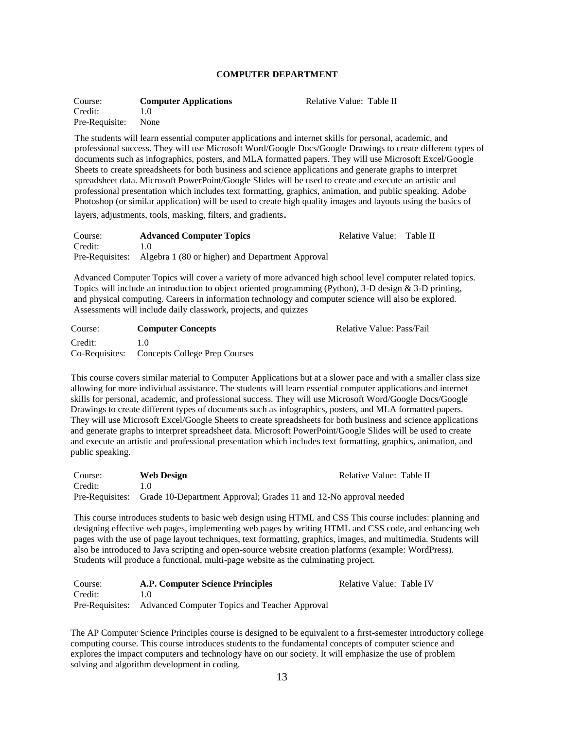# COMPUTER DEPARTMENT

Course: **Computer Applications** Relative Value: Table II
Credit: 1.0
Pre-Requisite: None

The students will learn essential computer applications and internet skills for personal, academic, and professional success. They will use Microsoft Word/Google Docs/Google Drawings to create different types of documents such as infographics, posters, and MLA formatted papers. They will use Microsoft Excel/Google Sheets to create spreadsheets for both business and science applications and generate graphs to interpret spreadsheet data. Microsoft PowerPoint/Google Slides will be used to create and execute an artistic and professional presentation which includes text formatting, graphics, animation, and public speaking. Adobe Photoshop (or similar application) will be used to create high quality images and layouts using the basics of layers, adjustments, tools, masking, filters, and gradients.

Course: **Advanced Computer Topics** Relative Value: Table II
Credit: 1.0
Pre-Requisites: Algebra 1 (80 or higher) and Department Approval

Advanced Computer Topics will cover a variety of more advanced high school level computer related topics. Topics will include an introduction to object oriented programming (Python), 3-D design & 3-D printing, and physical computing. Careers in information technology and computer science will also be explored. Assessments will include daily classwork, projects, and quizzes

Course: **Computer Concepts** Relative Value: Pass/Fail
Credit: 1.0
Co-Requisites: Concepts College Prep Courses

This course covers similar material to Computer Applications but at a slower pace and with a smaller class size allowing for more individual assistance. The students will learn essential computer applications and internet skills for personal, academic, and professional success. They will use Microsoft Word/Google Docs/Google Drawings to create different types of documents such as infographics, posters, and MLA formatted papers. They will use Microsoft Excel/Google Sheets to create spreadsheets for both business and science applications and generate graphs to interpret spreadsheet data. Microsoft PowerPoint/Google Slides will be used to create and execute an artistic and professional presentation which includes text formatting, graphics, animation, and public speaking.

Course: **Web Design** Relative Value: Table II
Credit: 1.0
Pre-Requisites: Grade 10-Department Approval; Grades 11 and 12-No approval needed

This course introduces students to basic web design using HTML and CSS This course includes: planning and designing effective web pages, implementing web pages by writing HTML and CSS code, and enhancing web pages with the use of page layout techniques, text formatting, graphics, images, and multimedia. Students will also be introduced to Java scripting and open-source website creation platforms (example: WordPress). Students will produce a functional, multi-page website as the culminating project.

Course: **A.P. Computer Science Principles** Relative Value: Table IV
Credit: 1.0
Pre-Requisites: Advanced Computer Topics and Teacher Approval

The AP Computer Science Principles course is designed to be equivalent to a first-semester introductory college computing course. This course introduces students to the fundamental concepts of computer science and explores the impact computers and technology have on our society. It will emphasize the use of problem solving and algorithm development in coding.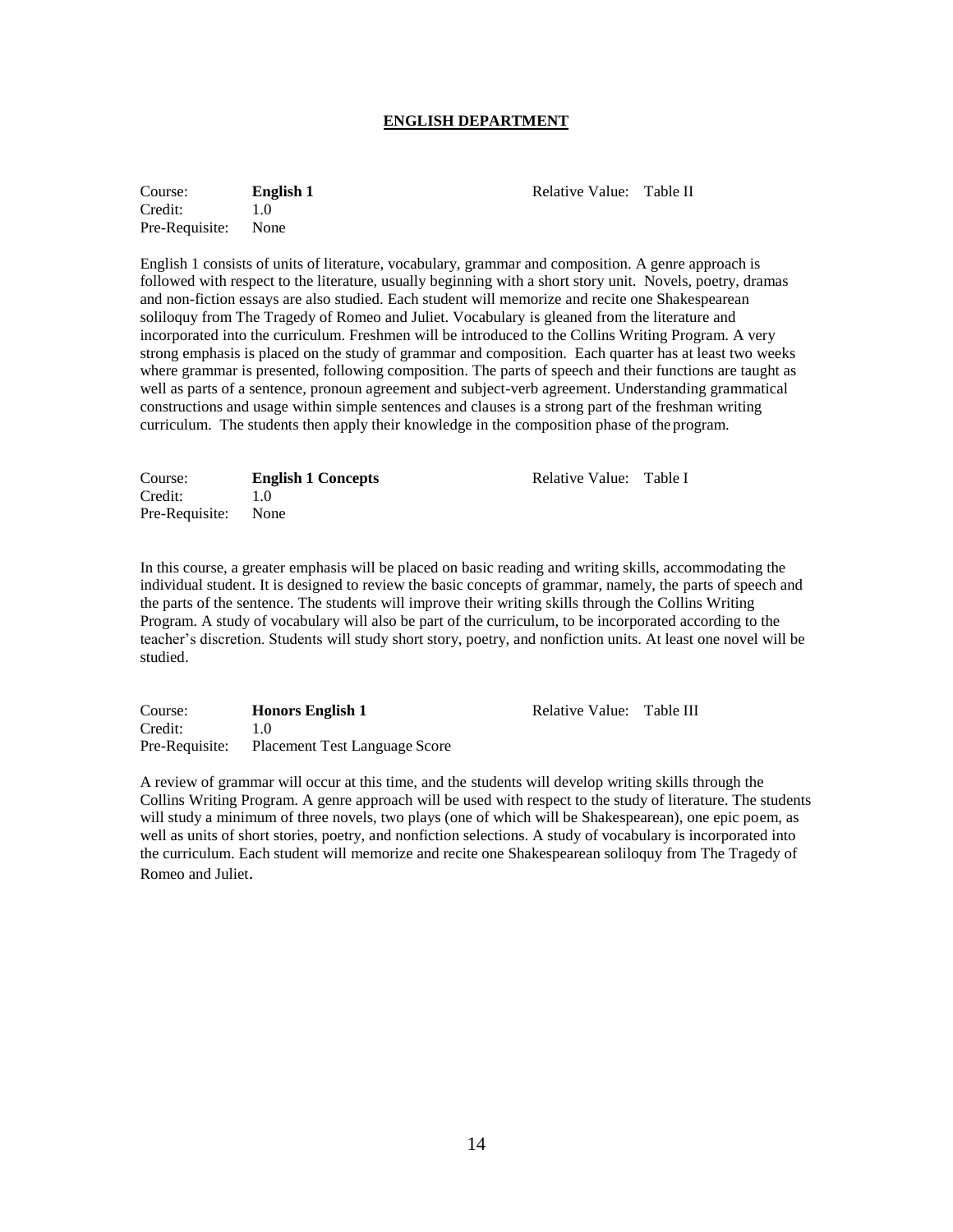# ENGLISH DEPARTMENT

Course: **English 1** Relative Value: Table II
Credit: 1.0
Pre-Requisite: None

English 1 consists of units of literature, vocabulary, grammar and composition. A genre approach is followed with respect to the literature, usually beginning with a short story unit. Novels, poetry, dramas and non-fiction essays are also studied. Each student will memorize and recite one Shakespearean soliloquy from The Tragedy of Romeo and Juliet. Vocabulary is gleaned from the literature and incorporated into the curriculum. Freshmen will be introduced to the Collins Writing Program. A very strong emphasis is placed on the study of grammar and composition. Each quarter has at least two weeks where grammar is presented, following composition. The parts of speech and their functions are taught as well as parts of a sentence, pronoun agreement and subject-verb agreement. Understanding grammatical constructions and usage within simple sentences and clauses is a strong part of the freshman writing curriculum. The students then apply their knowledge in the composition phase of the program.

Course: **English 1 Concepts** Relative Value: Table I
Credit: 1.0
Pre-Requisite: None

In this course, a greater emphasis will be placed on basic reading and writing skills, accommodating the individual student. It is designed to review the basic concepts of grammar, namely, the parts of speech and the parts of the sentence. The students will improve their writing skills through the Collins Writing Program. A study of vocabulary will also be part of the curriculum, to be incorporated according to the teacher's discretion. Students will study short story, poetry, and nonfiction units. At least one novel will be studied.

Course: **Honors English 1** Relative Value: Table III
Credit: 1.0
Pre-Requisite: Placement Test Language Score

A review of grammar will occur at this time, and the students will develop writing skills through the Collins Writing Program. A genre approach will be used with respect to the study of literature. The students will study a minimum of three novels, two plays (one of which will be Shakespearean), one epic poem, as well as units of short stories, poetry, and nonfiction selections. A study of vocabulary is incorporated into the curriculum. Each student will memorize and recite one Shakespearean soliloquy from The Tragedy of Romeo and Juliet.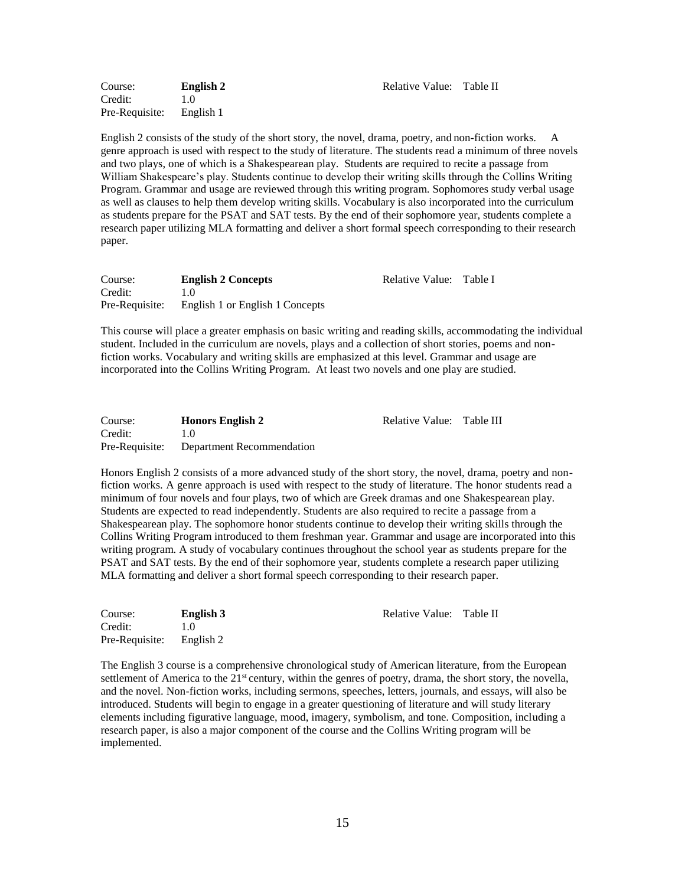Course: **English 2** Relative Value: Table II
Credit: 1.0
Pre-Requisite: English 1

English 2 consists of the study of the short story, the novel, drama, poetry, and non-fiction works. A genre approach is used with respect to the study of literature. The students read a minimum of three novels and two plays, one of which is a Shakespearean play. Students are required to recite a passage from William Shakespeare's play. Students continue to develop their writing skills through the Collins Writing Program. Grammar and usage are reviewed through this writing program. Sophomores study verbal usage as well as clauses to help them develop writing skills. Vocabulary is also incorporated into the curriculum as students prepare for the PSAT and SAT tests. By the end of their sophomore year, students complete a research paper utilizing MLA formatting and deliver a short formal speech corresponding to their research paper.

Course: **English 2 Concepts** Relative Value: Table I
Credit: 1.0
Pre-Requisite: English 1 or English 1 Concepts

This course will place a greater emphasis on basic writing and reading skills, accommodating the individual student. Included in the curriculum are novels, plays and a collection of short stories, poems and non-fiction works. Vocabulary and writing skills are emphasized at this level. Grammar and usage are incorporated into the Collins Writing Program. At least two novels and one play are studied.

Course: **Honors English 2** Relative Value: Table III
Credit: 1.0
Pre-Requisite: Department Recommendation

Honors English 2 consists of a more advanced study of the short story, the novel, drama, poetry and non-fiction works. A genre approach is used with respect to the study of literature. The honor students read a minimum of four novels and four plays, two of which are Greek dramas and one Shakespearean play. Students are expected to read independently. Students are also required to recite a passage from a Shakespearean play. The sophomore honor students continue to develop their writing skills through the Collins Writing Program introduced to them freshman year. Grammar and usage are incorporated into this writing program. A study of vocabulary continues throughout the school year as students prepare for the PSAT and SAT tests. By the end of their sophomore year, students complete a research paper utilizing MLA formatting and deliver a short formal speech corresponding to their research paper.

Course: **English 3** Relative Value: Table II
Credit: 1.0
Pre-Requisite: English 2

The English 3 course is a comprehensive chronological study of American literature, from the European settlement of America to the 21st century, within the genres of poetry, drama, the short story, the novella, and the novel. Non-fiction works, including sermons, speeches, letters, journals, and essays, will also be introduced. Students will begin to engage in a greater questioning of literature and will study literary elements including figurative language, mood, imagery, symbolism, and tone. Composition, including a research paper, is also a major component of the course and the Collins Writing program will be implemented.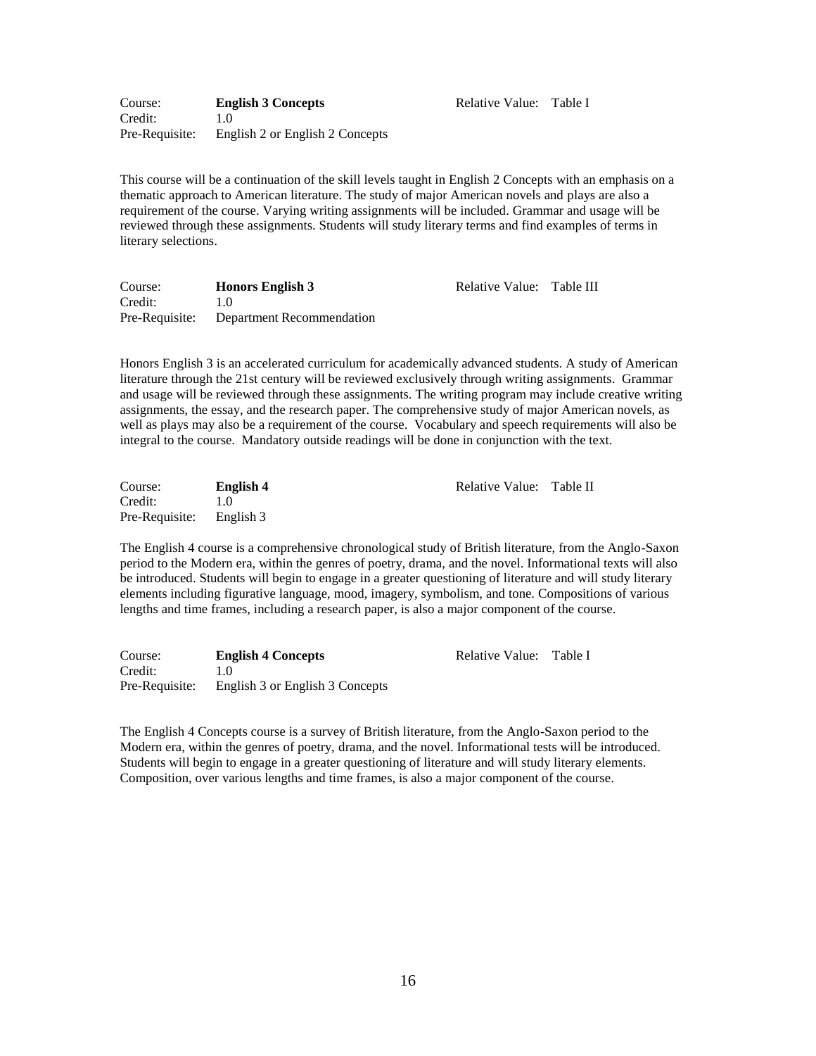Course: **English 3 Concepts** Relative Value: Table I
Credit: 1.0
Pre-Requisite: English 2 or English 2 Concepts

This course will be a continuation of the skill levels taught in English 2 Concepts with an emphasis on a thematic approach to American literature. The study of major American novels and plays are also a requirement of the course. Varying writing assignments will be included. Grammar and usage will be reviewed through these assignments. Students will study literary terms and find examples of terms in literary selections.

Course: **Honors English 3** Relative Value: Table III
Credit: 1.0
Pre-Requisite: Department Recommendation

Honors English 3 is an accelerated curriculum for academically advanced students. A study of American literature through the 21st century will be reviewed exclusively through writing assignments. Grammar and usage will be reviewed through these assignments. The writing program may include creative writing assignments, the essay, and the research paper. The comprehensive study of major American novels, as well as plays may also be a requirement of the course. Vocabulary and speech requirements will also be integral to the course. Mandatory outside readings will be done in conjunction with the text.

Course: **English 4** Relative Value: Table II
Credit: 1.0
Pre-Requisite: English 3

The English 4 course is a comprehensive chronological study of British literature, from the Anglo-Saxon period to the Modern era, within the genres of poetry, drama, and the novel. Informational texts will also be introduced. Students will begin to engage in a greater questioning of literature and will study literary elements including figurative language, mood, imagery, symbolism, and tone. Compositions of various lengths and time frames, including a research paper, is also a major component of the course.

Course: **English 4 Concepts** Relative Value: Table I
Credit: 1.0
Pre-Requisite: English 3 or English 3 Concepts

The English 4 Concepts course is a survey of British literature, from the Anglo-Saxon period to the Modern era, within the genres of poetry, drama, and the novel. Informational tests will be introduced. Students will begin to engage in a greater questioning of literature and will study literary elements. Composition, over various lengths and time frames, is also a major component of the course.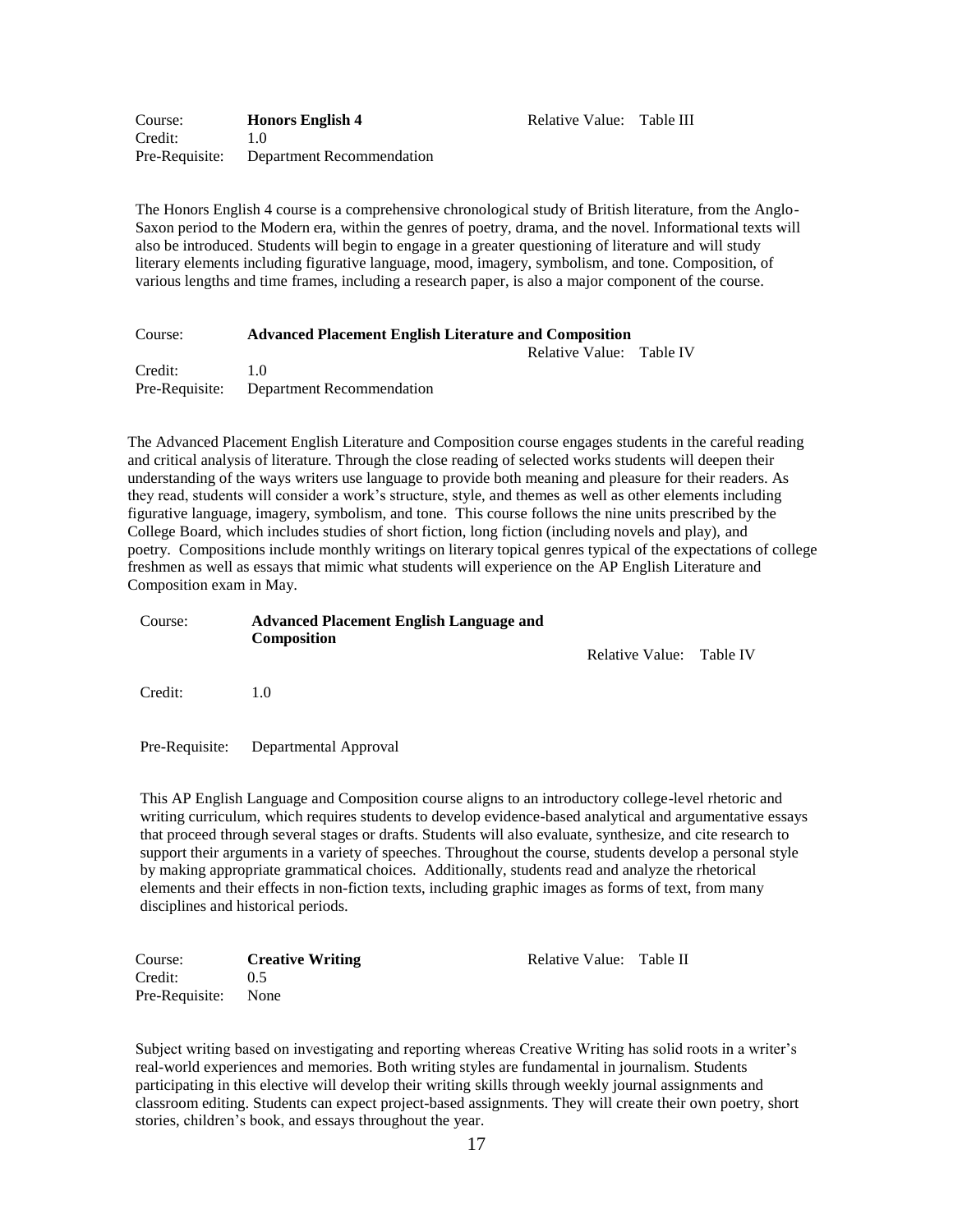Course: **Honors English 4** Relative Value: Table III
Credit: 1.0
Pre-Requisite: Department Recommendation

The Honors English 4 course is a comprehensive chronological study of British literature, from the Anglo-Saxon period to the Modern era, within the genres of poetry, drama, and the novel. Informational texts will also be introduced. Students will begin to engage in a greater questioning of literature and will study literary elements including figurative language, mood, imagery, symbolism, and tone. Composition, of various lengths and time frames, including a research paper, is also a major component of the course.

Course: **Advanced Placement English Literature and Composition**
Relative Value: Table IV
Credit: 1.0
Pre-Requisite: Department Recommendation

The Advanced Placement English Literature and Composition course engages students in the careful reading and critical analysis of literature. Through the close reading of selected works students will deepen their understanding of the ways writers use language to provide both meaning and pleasure for their readers. As they read, students will consider a work's structure, style, and themes as well as other elements including figurative language, imagery, symbolism, and tone. This course follows the nine units prescribed by the College Board, which includes studies of short fiction, long fiction (including novels and play), and poetry. Compositions include monthly writings on literary topical genres typical of the expectations of college freshmen as well as essays that mimic what students will experience on the AP English Literature and Composition exam in May.

Course: **Advanced Placement English Language and Composition**
Relative Value: Table IV

Credit: 1.0

Pre-Requisite: Departmental Approval

This AP English Language and Composition course aligns to an introductory college-level rhetoric and writing curriculum, which requires students to develop evidence-based analytical and argumentative essays that proceed through several stages or drafts. Students will also evaluate, synthesize, and cite research to support their arguments in a variety of speeches. Throughout the course, students develop a personal style by making appropriate grammatical choices. Additionally, students read and analyze the rhetorical elements and their effects in non-fiction texts, including graphic images as forms of text, from many disciplines and historical periods.

Course: **Creative Writing** Relative Value: Table II
Credit: 0.5
Pre-Requisite: None

Subject writing based on investigating and reporting whereas Creative Writing has solid roots in a writer's real-world experiences and memories. Both writing styles are fundamental in journalism. Students participating in this elective will develop their writing skills through weekly journal assignments and classroom editing. Students can expect project-based assignments. They will create their own poetry, short stories, children's book, and essays throughout the year.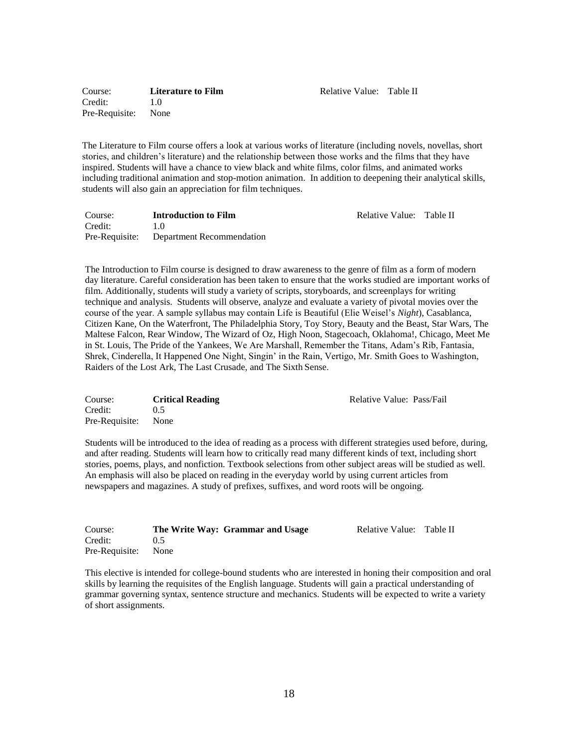Course: **Literature to Film**  
Credit: 1.0  
Pre-Requisite: None  
Relative Value: Table II

The Literature to Film course offers a look at various works of literature (including novels, novellas, short stories, and children's literature) and the relationship between those works and the films that they have inspired. Students will have a chance to view black and white films, color films, and animated works including traditional animation and stop-motion animation. In addition to deepening their analytical skills, students will also gain an appreciation for film techniques.

Course: **Introduction to Film**  
Credit: 1.0  
Pre-Requisite: Department Recommendation  
Relative Value: Table II

The Introduction to Film course is designed to draw awareness to the genre of film as a form of modern day literature. Careful consideration has been taken to ensure that the works studied are important works of film. Additionally, students will study a variety of scripts, storyboards, and screenplays for writing technique and analysis. Students will observe, analyze and evaluate a variety of pivotal movies over the course of the year. A sample syllabus may contain Life is Beautiful (Elie Weisel's *Night*), Casablanca, Citizen Kane, On the Waterfront, The Philadelphia Story, Toy Story, Beauty and the Beast, Star Wars, The Maltese Falcon, Rear Window, The Wizard of Oz, High Noon, Stagecoach, Oklahoma!, Chicago, Meet Me in St. Louis, The Pride of the Yankees, We Are Marshall, Remember the Titans, Adam's Rib, Fantasia, Shrek, Cinderella, It Happened One Night, Singin' in the Rain, Vertigo, Mr. Smith Goes to Washington, Raiders of the Lost Ark, The Last Crusade, and The Sixth Sense.

Course: **Critical Reading**  
Credit: 0.5  
Pre-Requisite: None  
Relative Value: Pass/Fail

Students will be introduced to the idea of reading as a process with different strategies used before, during, and after reading. Students will learn how to critically read many different kinds of text, including short stories, poems, plays, and nonfiction. Textbook selections from other subject areas will be studied as well. An emphasis will also be placed on reading in the everyday world by using current articles from newspapers and magazines. A study of prefixes, suffixes, and word roots will be ongoing.

Course: **The Write Way: Grammar and Usage**  
Credit: 0.5  
Pre-Requisite: None  
Relative Value: Table II

This elective is intended for college-bound students who are interested in honing their composition and oral skills by learning the requisites of the English language. Students will gain a practical understanding of grammar governing syntax, sentence structure and mechanics. Students will be expected to write a variety of short assignments.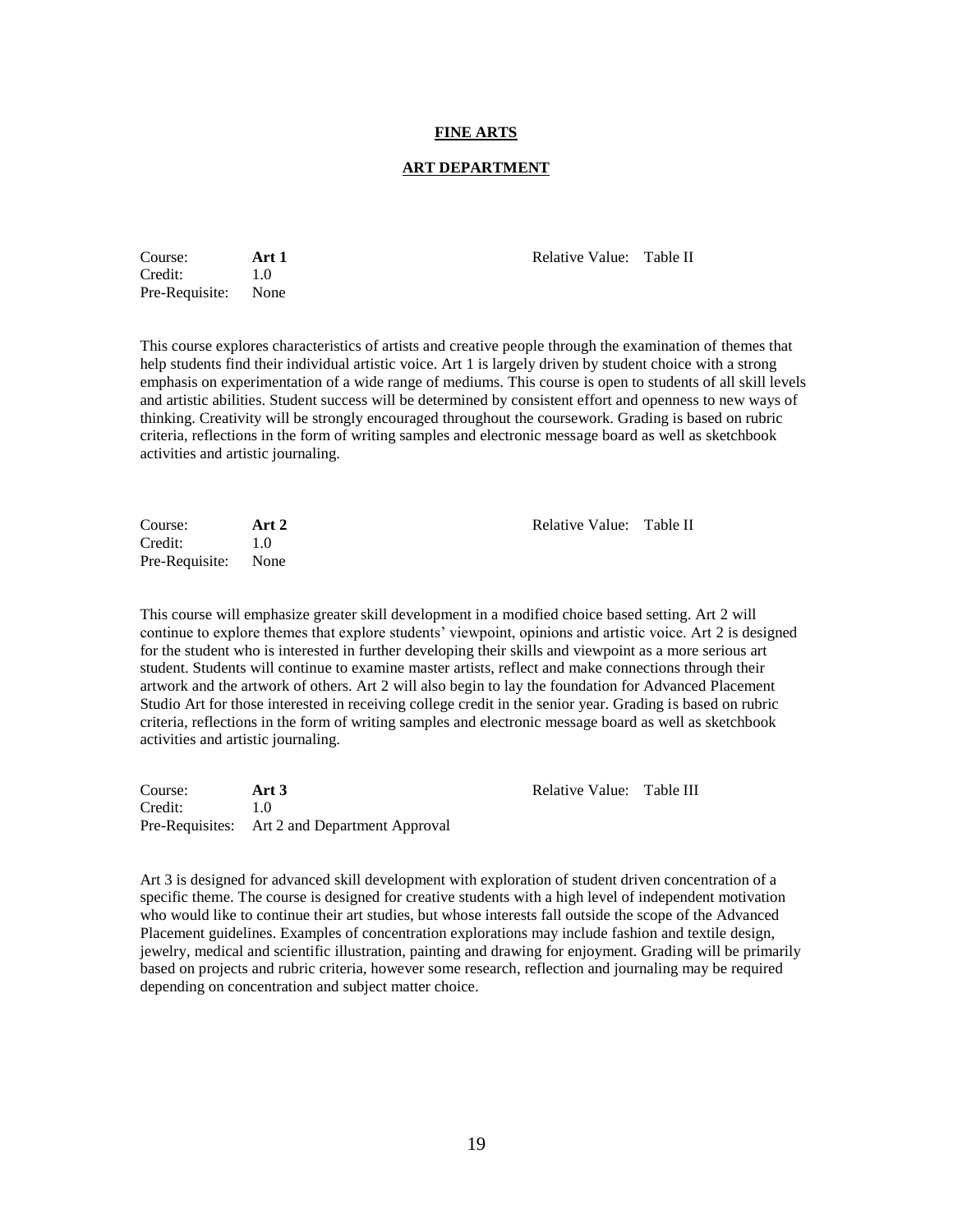# FINE ARTS

## ART DEPARTMENT

Course: **Art 1** Relative Value: Table II
Credit: 1.0
Pre-Requisite: None

This course explores characteristics of artists and creative people through the examination of themes that help students find their individual artistic voice. Art 1 is largely driven by student choice with a strong emphasis on experimentation of a wide range of mediums. This course is open to students of all skill levels and artistic abilities. Student success will be determined by consistent effort and openness to new ways of thinking. Creativity will be strongly encouraged throughout the coursework. Grading is based on rubric criteria, reflections in the form of writing samples and electronic message board as well as sketchbook activities and artistic journaling.

Course: **Art 2** Relative Value: Table II
Credit: 1.0
Pre-Requisite: None

This course will emphasize greater skill development in a modified choice based setting. Art 2 will continue to explore themes that explore students' viewpoint, opinions and artistic voice. Art 2 is designed for the student who is interested in further developing their skills and viewpoint as a more serious art student. Students will continue to examine master artists, reflect and make connections through their artwork and the artwork of others. Art 2 will also begin to lay the foundation for Advanced Placement Studio Art for those interested in receiving college credit in the senior year. Grading is based on rubric criteria, reflections in the form of writing samples and electronic message board as well as sketchbook activities and artistic journaling.

Course: **Art 3** Relative Value: Table III
Credit: 1.0
Pre-Requisites: Art 2 and Department Approval

Art 3 is designed for advanced skill development with exploration of student driven concentration of a specific theme. The course is designed for creative students with a high level of independent motivation who would like to continue their art studies, but whose interests fall outside the scope of the Advanced Placement guidelines. Examples of concentration explorations may include fashion and textile design, jewelry, medical and scientific illustration, painting and drawing for enjoyment. Grading will be primarily based on projects and rubric criteria, however some research, reflection and journaling may be required depending on concentration and subject matter choice.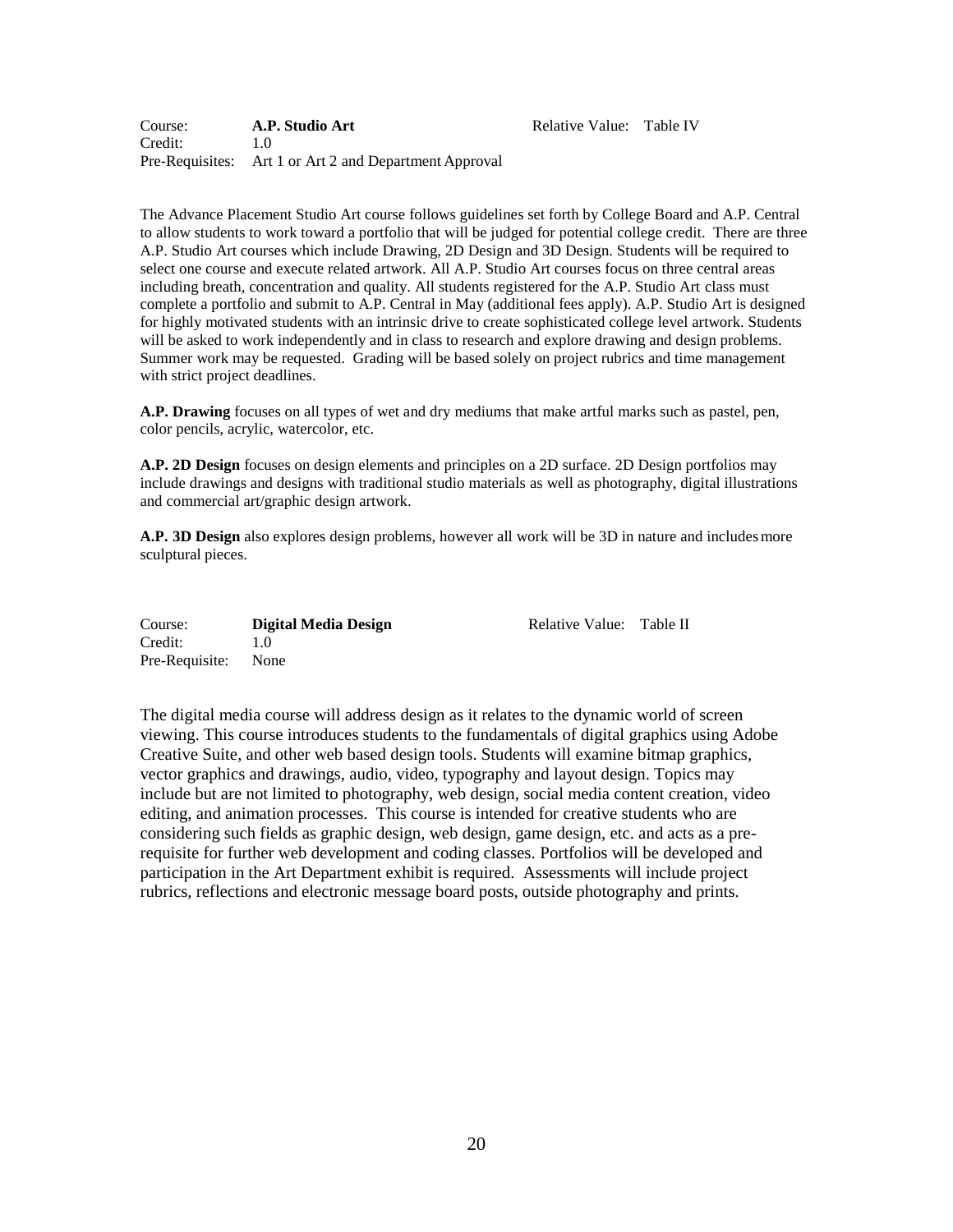Course: **A.P. Studio Art** Relative Value: Table IV
Credit: 1.0
Pre-Requisites: Art 1 or Art 2 and Department Approval

The Advance Placement Studio Art course follows guidelines set forth by College Board and A.P. Central to allow students to work toward a portfolio that will be judged for potential college credit. There are three A.P. Studio Art courses which include Drawing, 2D Design and 3D Design. Students will be required to select one course and execute related artwork. All A.P. Studio Art courses focus on three central areas including breath, concentration and quality. All students registered for the A.P. Studio Art class must complete a portfolio and submit to A.P. Central in May (additional fees apply). A.P. Studio Art is designed for highly motivated students with an intrinsic drive to create sophisticated college level artwork. Students will be asked to work independently and in class to research and explore drawing and design problems. Summer work may be requested. Grading will be based solely on project rubrics and time management with strict project deadlines.

**A.P. Drawing** focuses on all types of wet and dry mediums that make artful marks such as pastel, pen, color pencils, acrylic, watercolor, etc.

**A.P. 2D Design** focuses on design elements and principles on a 2D surface. 2D Design portfolios may include drawings and designs with traditional studio materials as well as photography, digital illustrations and commercial art/graphic design artwork.

**A.P. 3D Design** also explores design problems, however all work will be 3D in nature and includes more sculptural pieces.

Course: **Digital Media Design** Relative Value: Table II
Credit: 1.0
Pre-Requisite: None

The digital media course will address design as it relates to the dynamic world of screen viewing. This course introduces students to the fundamentals of digital graphics using Adobe Creative Suite, and other web based design tools. Students will examine bitmap graphics, vector graphics and drawings, audio, video, typography and layout design. Topics may include but are not limited to photography, web design, social media content creation, video editing, and animation processes. This course is intended for creative students who are considering such fields as graphic design, web design, game design, etc. and acts as a pre-requisite for further web development and coding classes. Portfolios will be developed and participation in the Art Department exhibit is required. Assessments will include project rubrics, reflections and electronic message board posts, outside photography and prints.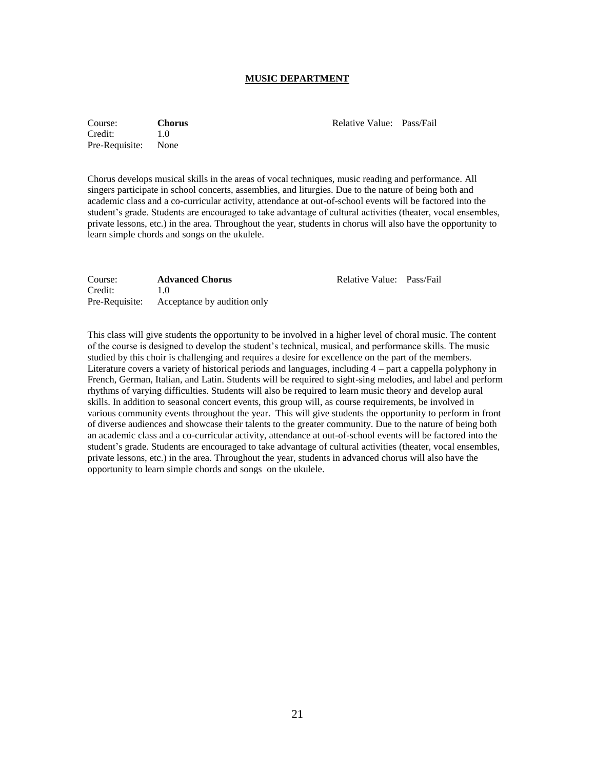## MUSIC DEPARTMENT

Course: **Chorus**    Relative Value: Pass/Fail
Credit: 1.0
Pre-Requisite: None

Chorus develops musical skills in the areas of vocal techniques, music reading and performance. All singers participate in school concerts, assemblies, and liturgies. Due to the nature of being both and academic class and a co-curricular activity, attendance at out-of-school events will be factored into the student's grade. Students are encouraged to take advantage of cultural activities (theater, vocal ensembles, private lessons, etc.) in the area. Throughout the year, students in chorus will also have the opportunity to learn simple chords and songs on the ukulele.

Course: **Advanced Chorus**    Relative Value: Pass/Fail
Credit: 1.0
Pre-Requisite: Acceptance by audition only

This class will give students the opportunity to be involved in a higher level of choral music. The content of the course is designed to develop the student's technical, musical, and performance skills. The music studied by this choir is challenging and requires a desire for excellence on the part of the members. Literature covers a variety of historical periods and languages, including 4 – part a cappella polyphony in French, German, Italian, and Latin. Students will be required to sight-sing melodies, and label and perform rhythms of varying difficulties. Students will also be required to learn music theory and develop aural skills. In addition to seasonal concert events, this group will, as course requirements, be involved in various community events throughout the year. This will give students the opportunity to perform in front of diverse audiences and showcase their talents to the greater community. Due to the nature of being both an academic class and a co-curricular activity, attendance at out-of-school events will be factored into the student's grade. Students are encouraged to take advantage of cultural activities (theater, vocal ensembles, private lessons, etc.) in the area. Throughout the year, students in advanced chorus will also have the opportunity to learn simple chords and songs on the ukulele.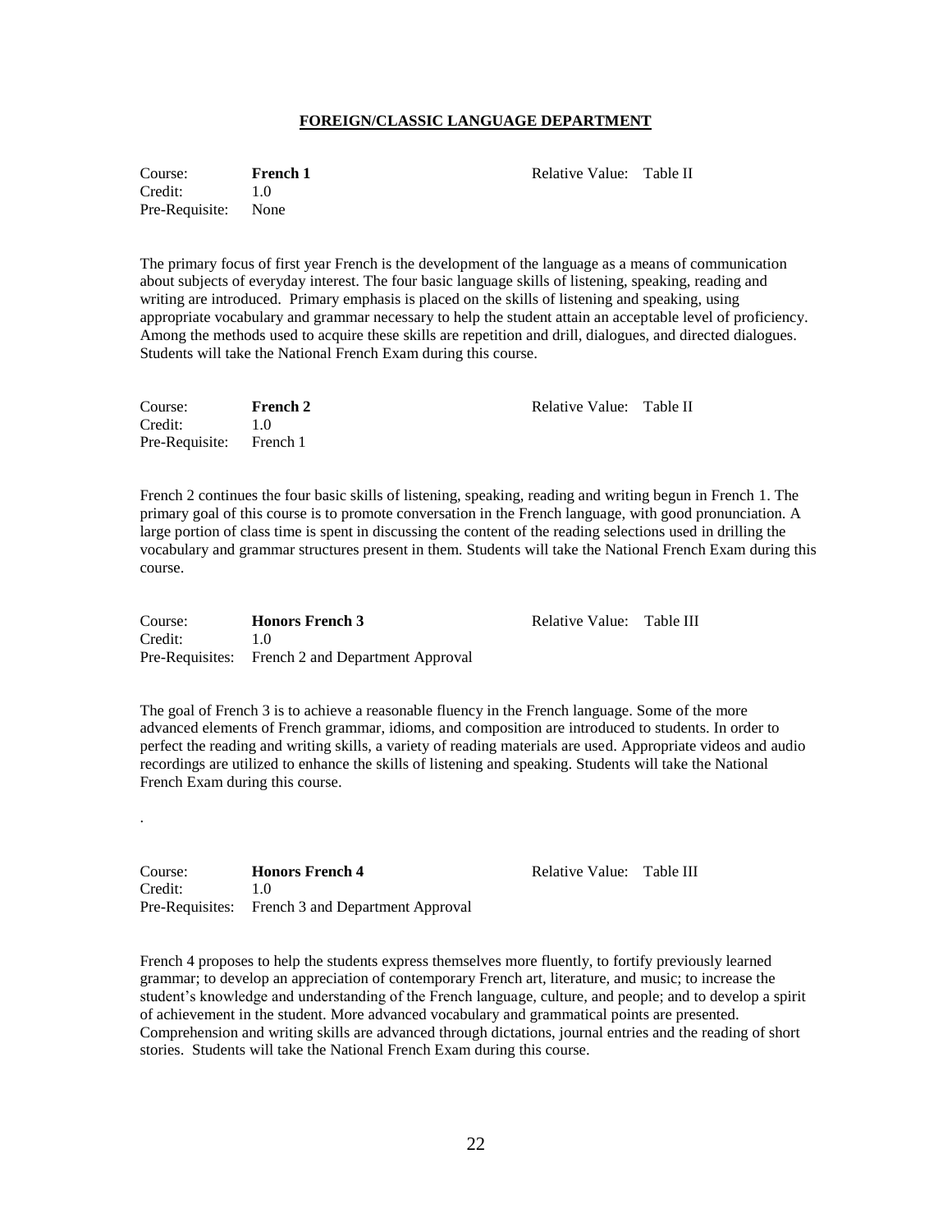# FOREIGN/CLASSIC LANGUAGE DEPARTMENT

Course: **French 1** Relative Value: Table II
Credit: 1.0
Pre-Requisite: None

The primary focus of first year French is the development of the language as a means of communication about subjects of everyday interest. The four basic language skills of listening, speaking, reading and writing are introduced. Primary emphasis is placed on the skills of listening and speaking, using appropriate vocabulary and grammar necessary to help the student attain an acceptable level of proficiency. Among the methods used to acquire these skills are repetition and drill, dialogues, and directed dialogues. Students will take the National French Exam during this course.

Course: **French 2** Relative Value: Table II
Credit: 1.0
Pre-Requisite: French 1

French 2 continues the four basic skills of listening, speaking, reading and writing begun in French 1. The primary goal of this course is to promote conversation in the French language, with good pronunciation. A large portion of class time is spent in discussing the content of the reading selections used in drilling the vocabulary and grammar structures present in them. Students will take the National French Exam during this course.

Course: **Honors French 3** Relative Value: Table III
Credit: 1.0
Pre-Requisites: French 2 and Department Approval

The goal of French 3 is to achieve a reasonable fluency in the French language. Some of the more advanced elements of French grammar, idioms, and composition are introduced to students. In order to perfect the reading and writing skills, a variety of reading materials are used. Appropriate videos and audio recordings are utilized to enhance the skills of listening and speaking. Students will take the National French Exam during this course.

.

Course: **Honors French 4** Relative Value: Table III
Credit: 1.0
Pre-Requisites: French 3 and Department Approval

French 4 proposes to help the students express themselves more fluently, to fortify previously learned grammar; to develop an appreciation of contemporary French art, literature, and music; to increase the student's knowledge and understanding of the French language, culture, and people; and to develop a spirit of achievement in the student. More advanced vocabulary and grammatical points are presented. Comprehension and writing skills are advanced through dictations, journal entries and the reading of short stories. Students will take the National French Exam during this course.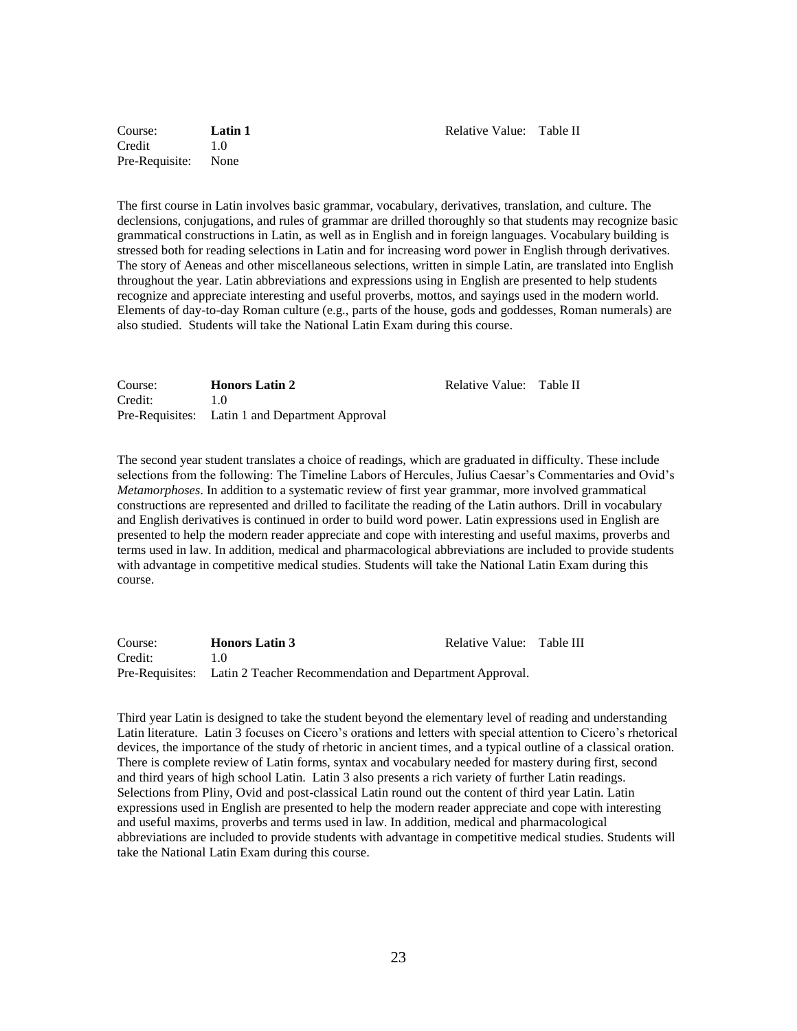Course: **Latin 1** Relative Value: Table II
Credit 1.0
Pre-Requisite: None

The first course in Latin involves basic grammar, vocabulary, derivatives, translation, and culture. The declensions, conjugations, and rules of grammar are drilled thoroughly so that students may recognize basic grammatical constructions in Latin, as well as in English and in foreign languages. Vocabulary building is stressed both for reading selections in Latin and for increasing word power in English through derivatives. The story of Aeneas and other miscellaneous selections, written in simple Latin, are translated into English throughout the year. Latin abbreviations and expressions using in English are presented to help students recognize and appreciate interesting and useful proverbs, mottos, and sayings used in the modern world. Elements of day-to-day Roman culture (e.g., parts of the house, gods and goddesses, Roman numerals) are also studied. Students will take the National Latin Exam during this course.

Course: **Honors Latin 2** Relative Value: Table II
Credit: 1.0
Pre-Requisites: Latin 1 and Department Approval

The second year student translates a choice of readings, which are graduated in difficulty. These include selections from the following: The Timeline Labors of Hercules, Julius Caesar's Commentaries and Ovid's *Metamorphoses*. In addition to a systematic review of first year grammar, more involved grammatical constructions are represented and drilled to facilitate the reading of the Latin authors. Drill in vocabulary and English derivatives is continued in order to build word power. Latin expressions used in English are presented to help the modern reader appreciate and cope with interesting and useful maxims, proverbs and terms used in law. In addition, medical and pharmacological abbreviations are included to provide students with advantage in competitive medical studies. Students will take the National Latin Exam during this course.

Course: **Honors Latin 3** Relative Value: Table III
Credit: 1.0
Pre-Requisites: Latin 2 Teacher Recommendation and Department Approval.

Third year Latin is designed to take the student beyond the elementary level of reading and understanding Latin literature. Latin 3 focuses on Cicero's orations and letters with special attention to Cicero's rhetorical devices, the importance of the study of rhetoric in ancient times, and a typical outline of a classical oration. There is complete review of Latin forms, syntax and vocabulary needed for mastery during first, second and third years of high school Latin. Latin 3 also presents a rich variety of further Latin readings. Selections from Pliny, Ovid and post-classical Latin round out the content of third year Latin. Latin expressions used in English are presented to help the modern reader appreciate and cope with interesting and useful maxims, proverbs and terms used in law. In addition, medical and pharmacological abbreviations are included to provide students with advantage in competitive medical studies. Students will take the National Latin Exam during this course.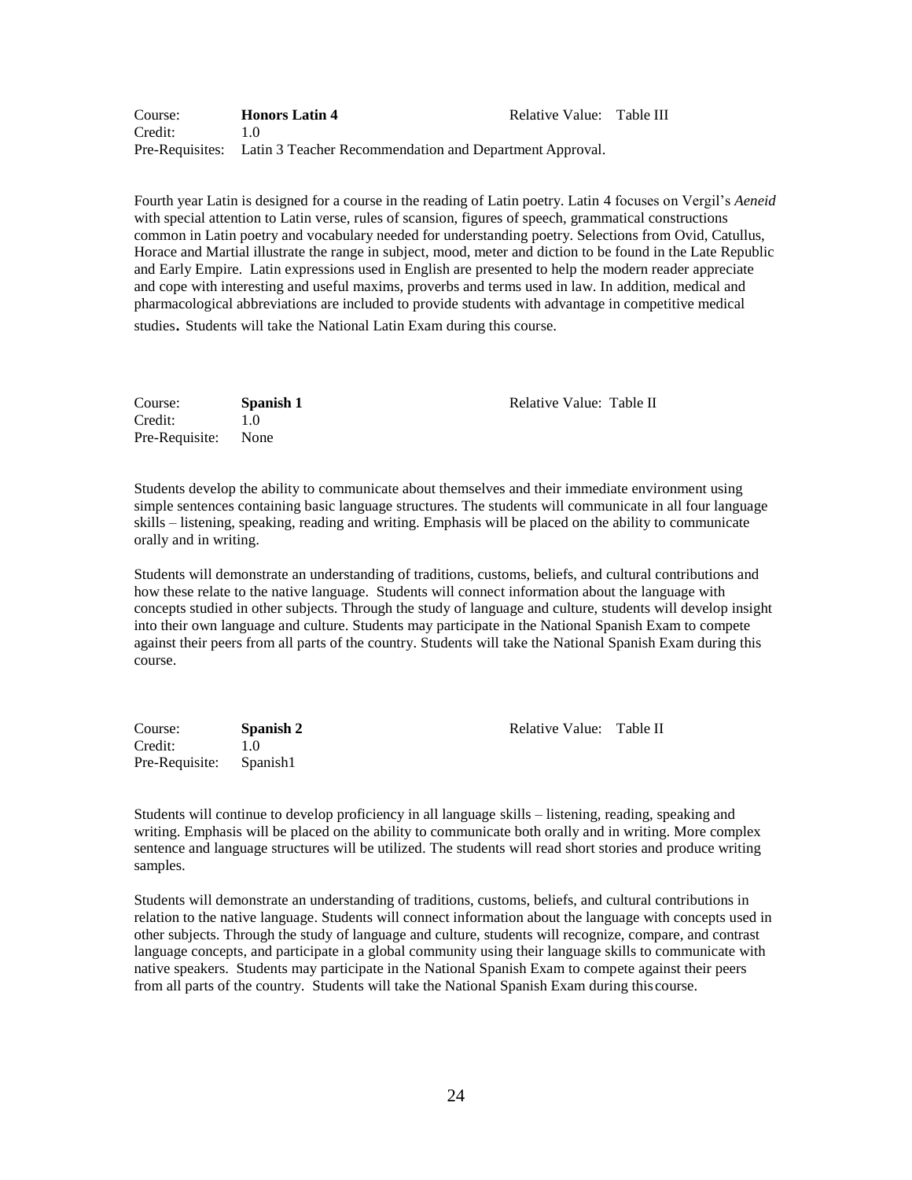Course: **Honors Latin 4** Relative Value: Table III
Credit: 1.0
Pre-Requisites: Latin 3 Teacher Recommendation and Department Approval.

Fourth year Latin is designed for a course in the reading of Latin poetry. Latin 4 focuses on Vergil's *Aeneid* with special attention to Latin verse, rules of scansion, figures of speech, grammatical constructions common in Latin poetry and vocabulary needed for understanding poetry. Selections from Ovid, Catullus, Horace and Martial illustrate the range in subject, mood, meter and diction to be found in the Late Republic and Early Empire. Latin expressions used in English are presented to help the modern reader appreciate and cope with interesting and useful maxims, proverbs and terms used in law. In addition, medical and pharmacological abbreviations are included to provide students with advantage in competitive medical studies. Students will take the National Latin Exam during this course.

Course: **Spanish 1** Relative Value: Table II
Credit: 1.0
Pre-Requisite: None

Students develop the ability to communicate about themselves and their immediate environment using simple sentences containing basic language structures. The students will communicate in all four language skills – listening, speaking, reading and writing. Emphasis will be placed on the ability to communicate orally and in writing.

Students will demonstrate an understanding of traditions, customs, beliefs, and cultural contributions and how these relate to the native language. Students will connect information about the language with concepts studied in other subjects. Through the study of language and culture, students will develop insight into their own language and culture. Students may participate in the National Spanish Exam to compete against their peers from all parts of the country. Students will take the National Spanish Exam during this course.

Course: **Spanish 2** Relative Value: Table II
Credit: 1.0
Pre-Requisite: Spanish1

Students will continue to develop proficiency in all language skills – listening, reading, speaking and writing. Emphasis will be placed on the ability to communicate both orally and in writing. More complex sentence and language structures will be utilized. The students will read short stories and produce writing samples.

Students will demonstrate an understanding of traditions, customs, beliefs, and cultural contributions in relation to the native language. Students will connect information about the language with concepts used in other subjects. Through the study of language and culture, students will recognize, compare, and contrast language concepts, and participate in a global community using their language skills to communicate with native speakers. Students may participate in the National Spanish Exam to compete against their peers from all parts of the country. Students will take the National Spanish Exam during this course.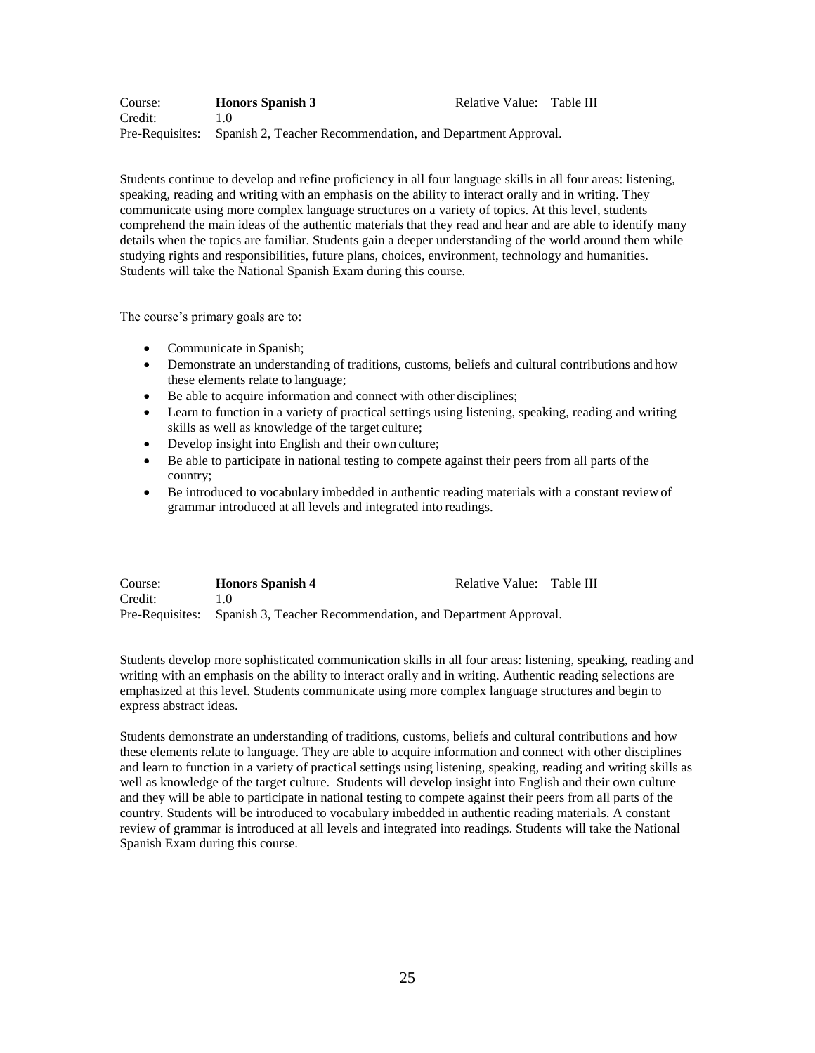| Course: | **Honors Spanish 3** | Relative Value: Table III |
|---|---|---|
| Credit: | 1.0 | |
| Pre-Requisites: | Spanish 2, Teacher Recommendation, and Department Approval. | |

Students continue to develop and refine proficiency in all four language skills in all four areas: listening, speaking, reading and writing with an emphasis on the ability to interact orally and in writing. They communicate using more complex language structures on a variety of topics. At this level, students comprehend the main ideas of the authentic materials that they read and hear and are able to identify many details when the topics are familiar. Students gain a deeper understanding of the world around them while studying rights and responsibilities, future plans, choices, environment, technology and humanities. Students will take the National Spanish Exam during this course.

The course's primary goals are to:

- Communicate in Spanish;
- Demonstrate an understanding of traditions, customs, beliefs and cultural contributions and how these elements relate to language;
- Be able to acquire information and connect with other disciplines;
- Learn to function in a variety of practical settings using listening, speaking, reading and writing skills as well as knowledge of the target culture;
- Develop insight into English and their own culture;
- Be able to participate in national testing to compete against their peers from all parts of the country;
- Be introduced to vocabulary imbedded in authentic reading materials with a constant review of grammar introduced at all levels and integrated into readings.

| Course: | **Honors Spanish 4** | Relative Value: Table III |
|---|---|---|
| Credit: | 1.0 | |
| Pre-Requisites: | Spanish 3, Teacher Recommendation, and Department Approval. | |

Students develop more sophisticated communication skills in all four areas: listening, speaking, reading and writing with an emphasis on the ability to interact orally and in writing. Authentic reading selections are emphasized at this level. Students communicate using more complex language structures and begin to express abstract ideas.

Students demonstrate an understanding of traditions, customs, beliefs and cultural contributions and how these elements relate to language. They are able to acquire information and connect with other disciplines and learn to function in a variety of practical settings using listening, speaking, reading and writing skills as well as knowledge of the target culture. Students will develop insight into English and their own culture and they will be able to participate in national testing to compete against their peers from all parts of the country. Students will be introduced to vocabulary imbedded in authentic reading materials. A constant review of grammar is introduced at all levels and integrated into readings. Students will take the National Spanish Exam during this course.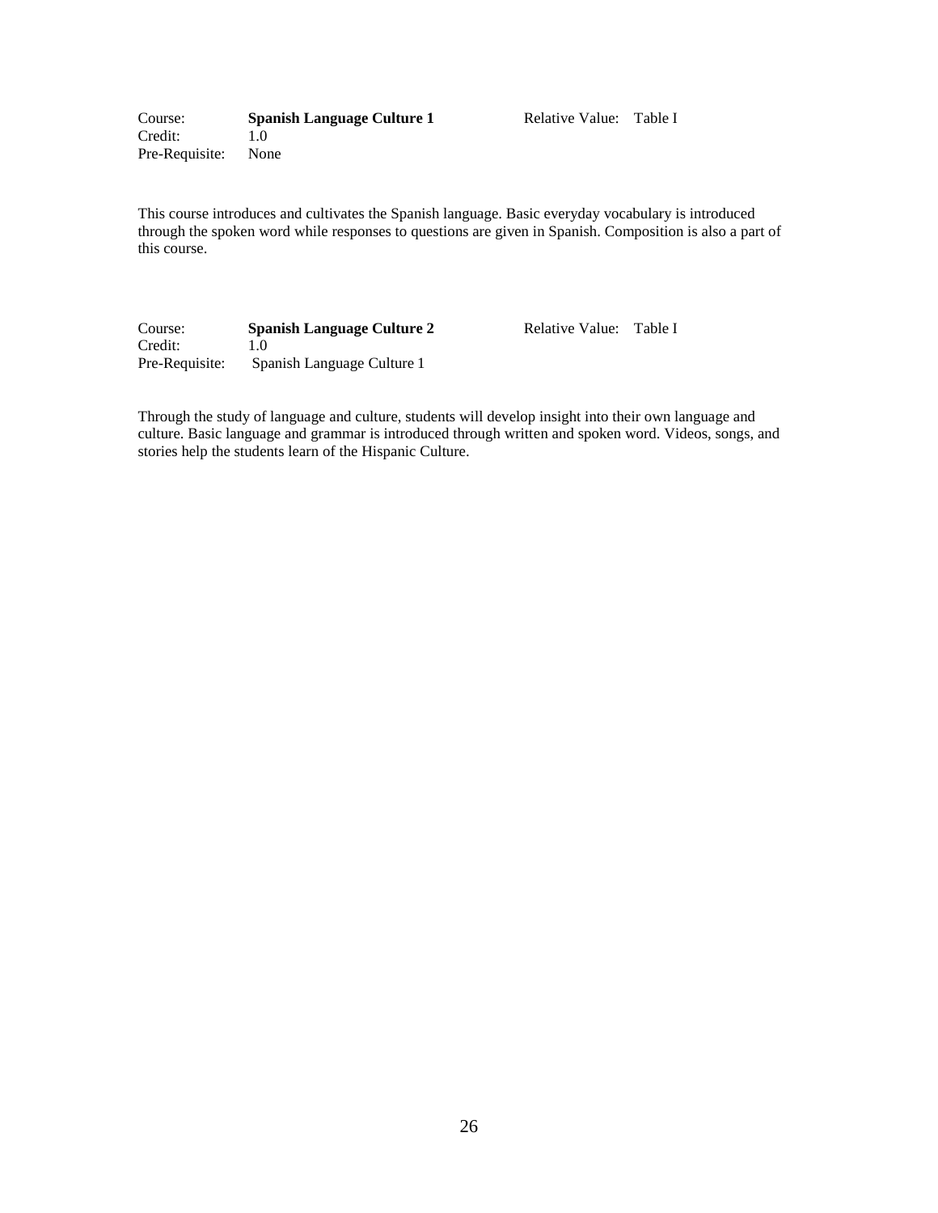Course: **Spanish Language Culture 1** Relative Value: Table I
Credit: 1.0
Pre-Requisite: None

This course introduces and cultivates the Spanish language. Basic everyday vocabulary is introduced through the spoken word while responses to questions are given in Spanish. Composition is also a part of this course.

Course: **Spanish Language Culture 2** Relative Value: Table I
Credit: 1.0
Pre-Requisite: Spanish Language Culture 1

Through the study of language and culture, students will develop insight into their own language and culture. Basic language and grammar is introduced through written and spoken word. Videos, songs, and stories help the students learn of the Hispanic Culture.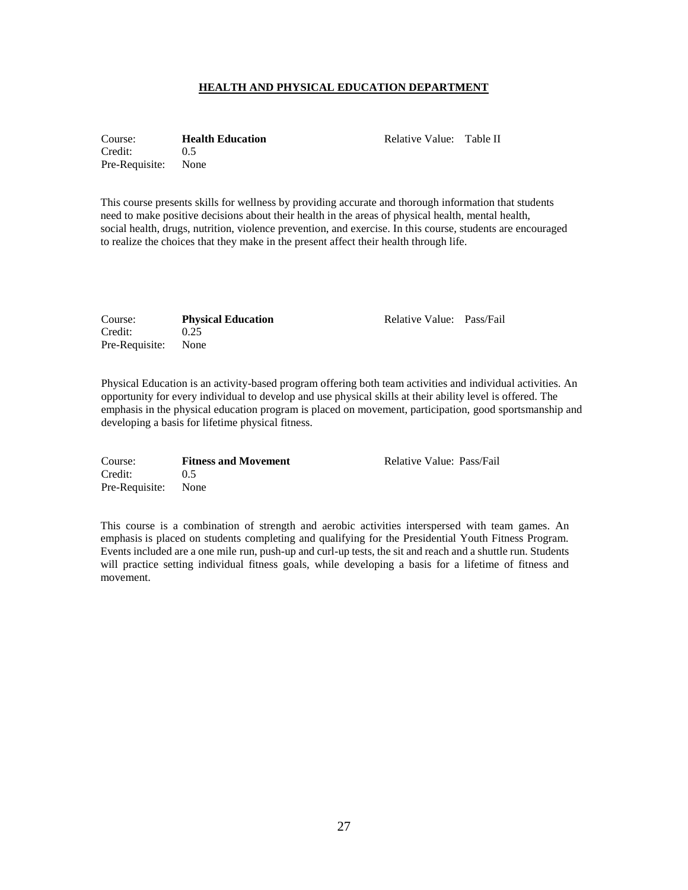## HEALTH AND PHYSICAL EDUCATION DEPARTMENT

Course: **Health Education** Relative Value: Table II
Credit: 0.5
Pre-Requisite: None

This course presents skills for wellness by providing accurate and thorough information that students need to make positive decisions about their health in the areas of physical health, mental health, social health, drugs, nutrition, violence prevention, and exercise. In this course, students are encouraged to realize the choices that they make in the present affect their health through life.

Course: **Physical Education** Relative Value: Pass/Fail
Credit: 0.25
Pre-Requisite: None

Physical Education is an activity-based program offering both team activities and individual activities. An opportunity for every individual to develop and use physical skills at their ability level is offered. The emphasis in the physical education program is placed on movement, participation, good sportsmanship and developing a basis for lifetime physical fitness.

Course: **Fitness and Movement** Relative Value: Pass/Fail
Credit: 0.5
Pre-Requisite: None

This course is a combination of strength and aerobic activities interspersed with team games. An emphasis is placed on students completing and qualifying for the Presidential Youth Fitness Program. Events included are a one mile run, push-up and curl-up tests, the sit and reach and a shuttle run. Students will practice setting individual fitness goals, while developing a basis for a lifetime of fitness and movement.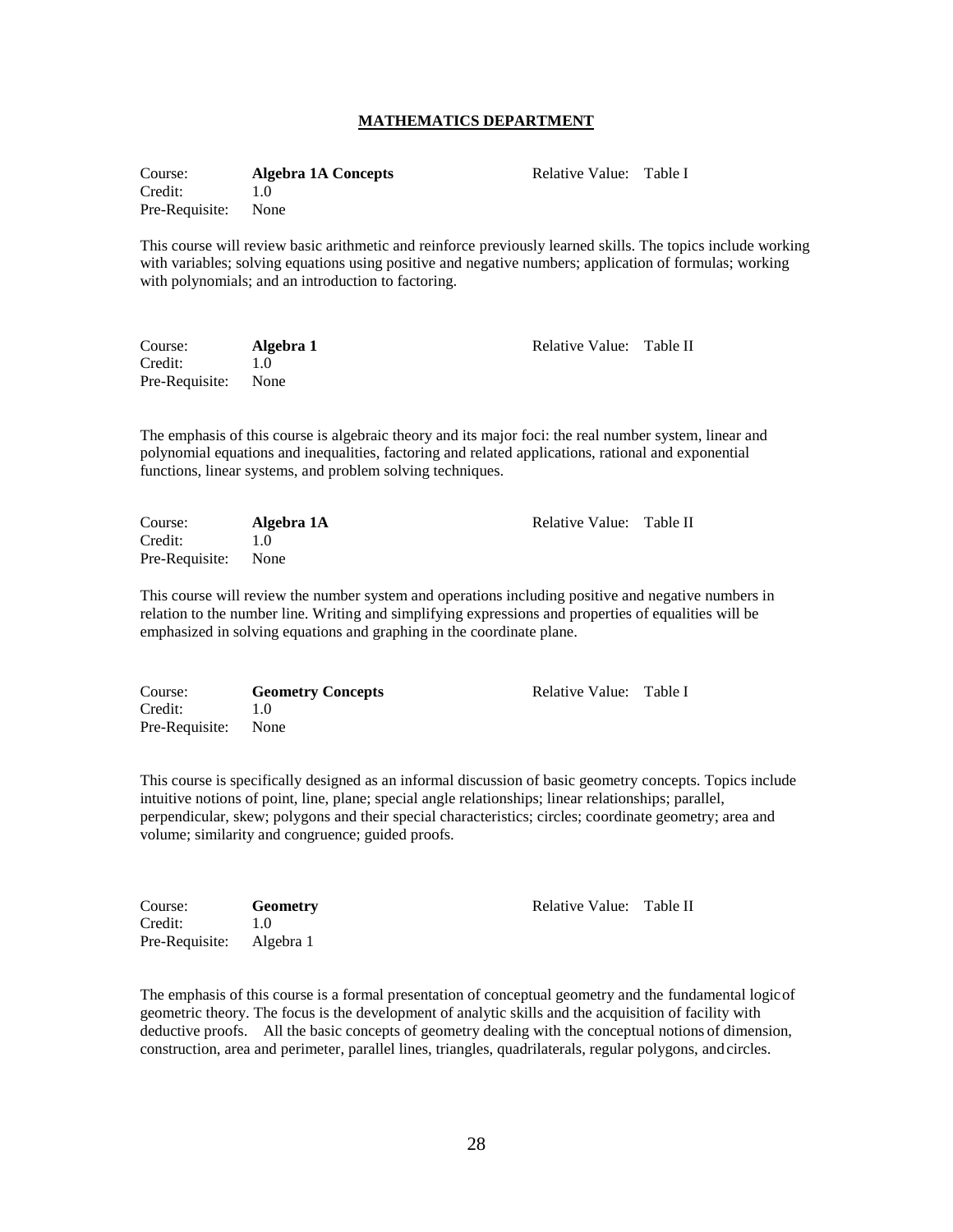# MATHEMATICS DEPARTMENT

Course: **Algebra 1A Concepts** Relative Value: Table I
Credit: 1.0
Pre-Requisite: None

This course will review basic arithmetic and reinforce previously learned skills. The topics include working with variables; solving equations using positive and negative numbers; application of formulas; working with polynomials; and an introduction to factoring.

Course: **Algebra 1** Relative Value: Table II
Credit: 1.0
Pre-Requisite: None

The emphasis of this course is algebraic theory and its major foci: the real number system, linear and polynomial equations and inequalities, factoring and related applications, rational and exponential functions, linear systems, and problem solving techniques.

Course: **Algebra 1A** Relative Value: Table II
Credit: 1.0
Pre-Requisite: None

This course will review the number system and operations including positive and negative numbers in relation to the number line. Writing and simplifying expressions and properties of equalities will be emphasized in solving equations and graphing in the coordinate plane.

Course: **Geometry Concepts** Relative Value: Table I
Credit: 1.0
Pre-Requisite: None

This course is specifically designed as an informal discussion of basic geometry concepts. Topics include intuitive notions of point, line, plane; special angle relationships; linear relationships; parallel, perpendicular, skew; polygons and their special characteristics; circles; coordinate geometry; area and volume; similarity and congruence; guided proofs.

Course: **Geometry** Relative Value: Table II
Credit: 1.0
Pre-Requisite: Algebra 1

The emphasis of this course is a formal presentation of conceptual geometry and the fundamental logic of geometric theory. The focus is the development of analytic skills and the acquisition of facility with deductive proofs. All the basic concepts of geometry dealing with the conceptual notions of dimension, construction, area and perimeter, parallel lines, triangles, quadrilaterals, regular polygons, and circles.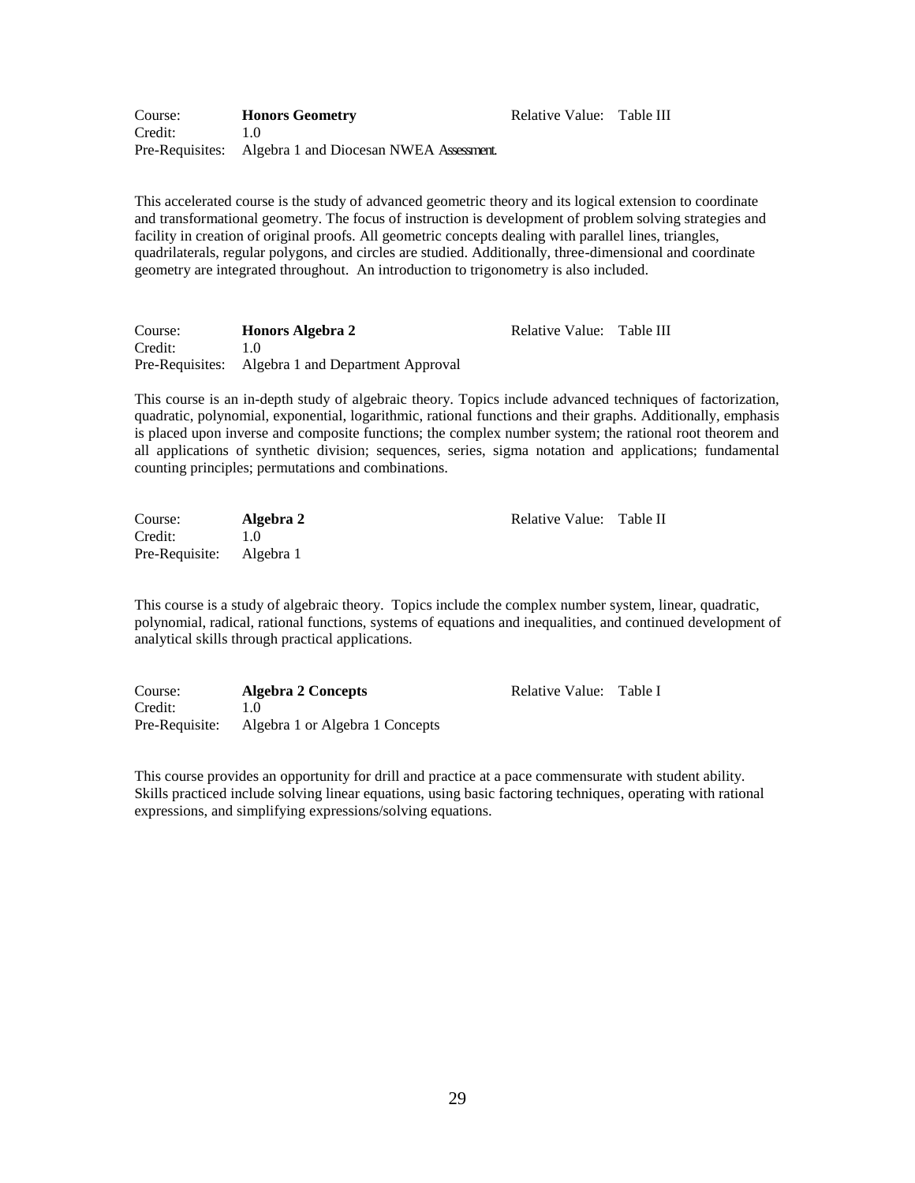Course: **Honors Geometry** Relative Value: Table III
Credit: 1.0
Pre-Requisites: Algebra 1 and Diocesan NWEA Assessment.

This accelerated course is the study of advanced geometric theory and its logical extension to coordinate and transformational geometry. The focus of instruction is development of problem solving strategies and facility in creation of original proofs. All geometric concepts dealing with parallel lines, triangles, quadrilaterals, regular polygons, and circles are studied. Additionally, three-dimensional and coordinate geometry are integrated throughout. An introduction to trigonometry is also included.

Course: **Honors Algebra 2** Relative Value: Table III
Credit: 1.0
Pre-Requisites: Algebra 1 and Department Approval

This course is an in-depth study of algebraic theory. Topics include advanced techniques of factorization, quadratic, polynomial, exponential, logarithmic, rational functions and their graphs. Additionally, emphasis is placed upon inverse and composite functions; the complex number system; the rational root theorem and all applications of synthetic division; sequences, series, sigma notation and applications; fundamental counting principles; permutations and combinations.

Course: **Algebra 2** Relative Value: Table II
Credit: 1.0
Pre-Requisite: Algebra 1

This course is a study of algebraic theory. Topics include the complex number system, linear, quadratic, polynomial, radical, rational functions, systems of equations and inequalities, and continued development of analytical skills through practical applications.

Course: **Algebra 2 Concepts** Relative Value: Table I
Credit: 1.0
Pre-Requisite: Algebra 1 or Algebra 1 Concepts

This course provides an opportunity for drill and practice at a pace commensurate with student ability. Skills practiced include solving linear equations, using basic factoring techniques, operating with rational expressions, and simplifying expressions/solving equations.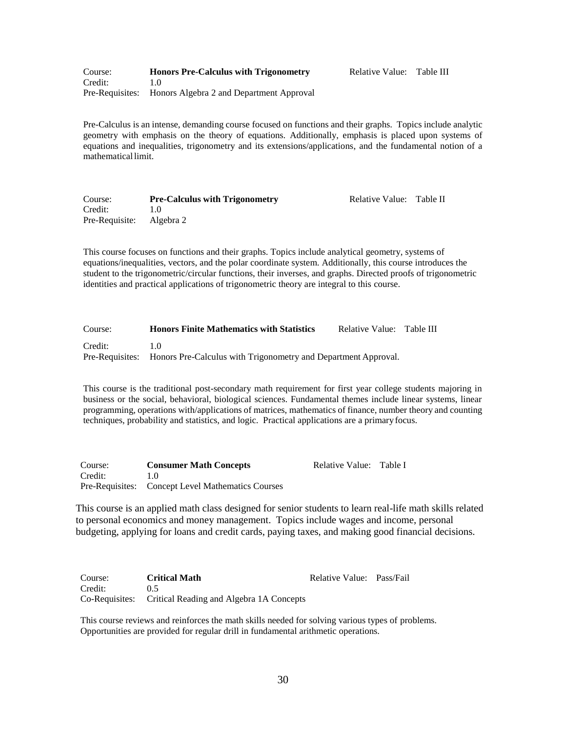Course: **Honors Pre-Calculus with Trigonometry** Relative Value: Table III
Credit: 1.0
Pre-Requisites: Honors Algebra 2 and Department Approval

Pre-Calculus is an intense, demanding course focused on functions and their graphs. Topics include analytic geometry with emphasis on the theory of equations. Additionally, emphasis is placed upon systems of equations and inequalities, trigonometry and its extensions/applications, and the fundamental notion of a mathematical limit.

Course: **Pre-Calculus with Trigonometry** Relative Value: Table II
Credit: 1.0
Pre-Requisite: Algebra 2

This course focuses on functions and their graphs. Topics include analytical geometry, systems of equations/inequalities, vectors, and the polar coordinate system. Additionally, this course introduces the student to the trigonometric/circular functions, their inverses, and graphs. Directed proofs of trigonometric identities and practical applications of trigonometric theory are integral to this course.

Course: **Honors Finite Mathematics with Statistics** Relative Value: Table III
Credit: 1.0
Pre-Requisites: Honors Pre-Calculus with Trigonometry and Department Approval.

This course is the traditional post-secondary math requirement for first year college students majoring in business or the social, behavioral, biological sciences. Fundamental themes include linear systems, linear programming, operations with/applications of matrices, mathematics of finance, number theory and counting techniques, probability and statistics, and logic. Practical applications are a primary focus.

Course: **Consumer Math Concepts** Relative Value: Table I
Credit: 1.0
Pre-Requisites: Concept Level Mathematics Courses

This course is an applied math class designed for senior students to learn real-life math skills related to personal economics and money management. Topics include wages and income, personal budgeting, applying for loans and credit cards, paying taxes, and making good financial decisions.

Course: **Critical Math** Relative Value: Pass/Fail
Credit: 0.5
Co-Requisites: Critical Reading and Algebra 1A Concepts

This course reviews and reinforces the math skills needed for solving various types of problems. Opportunities are provided for regular drill in fundamental arithmetic operations.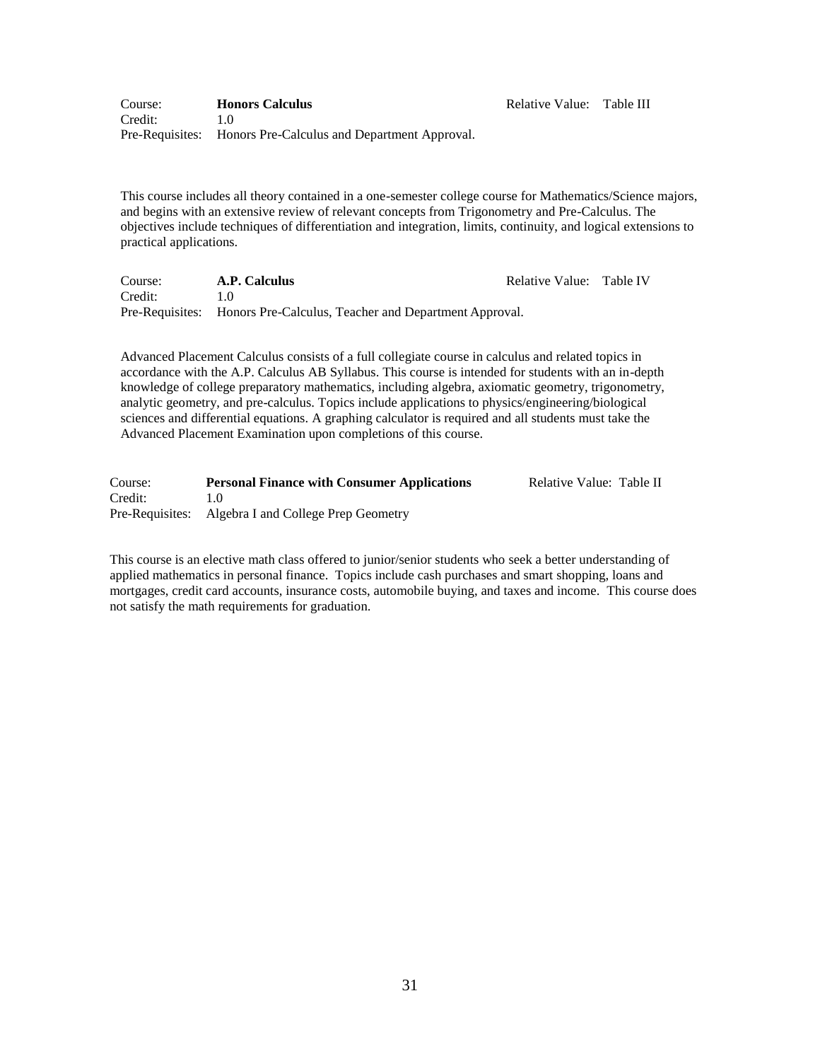Course: **Honors Calculus** Relative Value: Table III
Credit: 1.0
Pre-Requisites: Honors Pre-Calculus and Department Approval.

This course includes all theory contained in a one-semester college course for Mathematics/Science majors, and begins with an extensive review of relevant concepts from Trigonometry and Pre-Calculus. The objectives include techniques of differentiation and integration, limits, continuity, and logical extensions to practical applications.

Course: **A.P. Calculus** Relative Value: Table IV
Credit: 1.0
Pre-Requisites: Honors Pre-Calculus, Teacher and Department Approval.

Advanced Placement Calculus consists of a full collegiate course in calculus and related topics in accordance with the A.P. Calculus AB Syllabus. This course is intended for students with an in-depth knowledge of college preparatory mathematics, including algebra, axiomatic geometry, trigonometry, analytic geometry, and pre-calculus. Topics include applications to physics/engineering/biological sciences and differential equations. A graphing calculator is required and all students must take the Advanced Placement Examination upon completions of this course.

Course: **Personal Finance with Consumer Applications** Relative Value: Table II
Credit: 1.0
Pre-Requisites: Algebra I and College Prep Geometry

This course is an elective math class offered to junior/senior students who seek a better understanding of applied mathematics in personal finance. Topics include cash purchases and smart shopping, loans and mortgages, credit card accounts, insurance costs, automobile buying, and taxes and income. This course does not satisfy the math requirements for graduation.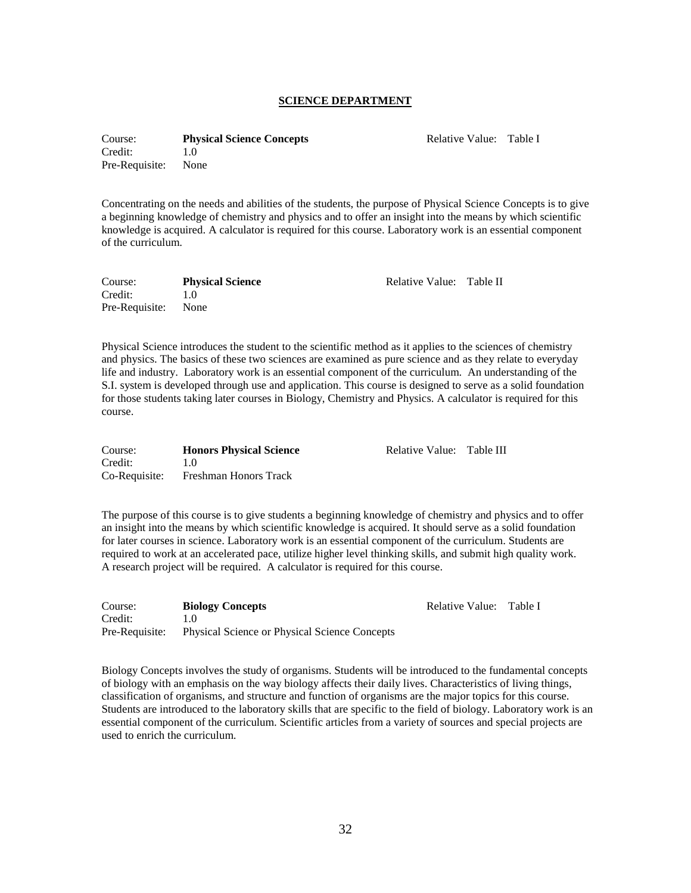## SCIENCE DEPARTMENT

Course: **Physical Science Concepts** Relative Value: Table I
Credit: 1.0
Pre-Requisite: None

Concentrating on the needs and abilities of the students, the purpose of Physical Science Concepts is to give a beginning knowledge of chemistry and physics and to offer an insight into the means by which scientific knowledge is acquired. A calculator is required for this course. Laboratory work is an essential component of the curriculum.

Course: **Physical Science** Relative Value: Table II
Credit: 1.0
Pre-Requisite: None

Physical Science introduces the student to the scientific method as it applies to the sciences of chemistry and physics. The basics of these two sciences are examined as pure science and as they relate to everyday life and industry. Laboratory work is an essential component of the curriculum. An understanding of the S.I. system is developed through use and application. This course is designed to serve as a solid foundation for those students taking later courses in Biology, Chemistry and Physics. A calculator is required for this course.

Course: **Honors Physical Science** Relative Value: Table III
Credit: 1.0
Co-Requisite: Freshman Honors Track

The purpose of this course is to give students a beginning knowledge of chemistry and physics and to offer an insight into the means by which scientific knowledge is acquired. It should serve as a solid foundation for later courses in science. Laboratory work is an essential component of the curriculum. Students are required to work at an accelerated pace, utilize higher level thinking skills, and submit high quality work. A research project will be required. A calculator is required for this course.

Course: **Biology Concepts** Relative Value: Table I
Credit: 1.0
Pre-Requisite: Physical Science or Physical Science Concepts

Biology Concepts involves the study of organisms. Students will be introduced to the fundamental concepts of biology with an emphasis on the way biology affects their daily lives. Characteristics of living things, classification of organisms, and structure and function of organisms are the major topics for this course. Students are introduced to the laboratory skills that are specific to the field of biology. Laboratory work is an essential component of the curriculum. Scientific articles from a variety of sources and special projects are used to enrich the curriculum.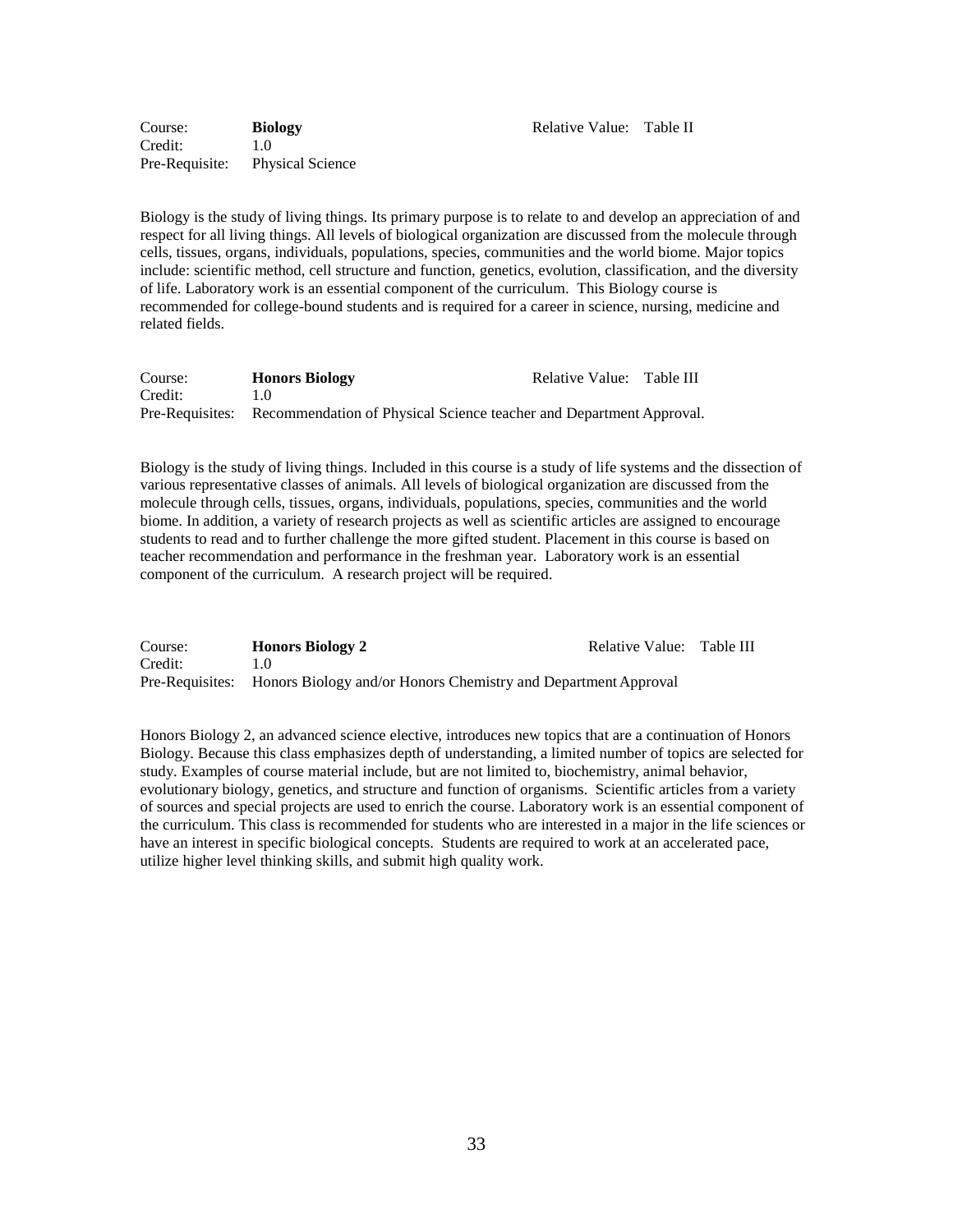Course: **Biology** Relative Value: Table II
Credit: 1.0
Pre-Requisite: Physical Science

Biology is the study of living things. Its primary purpose is to relate to and develop an appreciation of and respect for all living things. All levels of biological organization are discussed from the molecule through cells, tissues, organs, individuals, populations, species, communities and the world biome. Major topics include: scientific method, cell structure and function, genetics, evolution, classification, and the diversity of life. Laboratory work is an essential component of the curriculum. This Biology course is recommended for college-bound students and is required for a career in science, nursing, medicine and related fields.

Course: **Honors Biology** Relative Value: Table III
Credit: 1.0
Pre-Requisites: Recommendation of Physical Science teacher and Department Approval.

Biology is the study of living things. Included in this course is a study of life systems and the dissection of various representative classes of animals. All levels of biological organization are discussed from the molecule through cells, tissues, organs, individuals, populations, species, communities and the world biome. In addition, a variety of research projects as well as scientific articles are assigned to encourage students to read and to further challenge the more gifted student. Placement in this course is based on teacher recommendation and performance in the freshman year. Laboratory work is an essential component of the curriculum. A research project will be required.

Course: **Honors Biology 2** Relative Value: Table III
Credit: 1.0
Pre-Requisites: Honors Biology and/or Honors Chemistry and Department Approval

Honors Biology 2, an advanced science elective, introduces new topics that are a continuation of Honors Biology. Because this class emphasizes depth of understanding, a limited number of topics are selected for study. Examples of course material include, but are not limited to, biochemistry, animal behavior, evolutionary biology, genetics, and structure and function of organisms. Scientific articles from a variety of sources and special projects are used to enrich the course. Laboratory work is an essential component of the curriculum. This class is recommended for students who are interested in a major in the life sciences or have an interest in specific biological concepts. Students are required to work at an accelerated pace, utilize higher level thinking skills, and submit high quality work.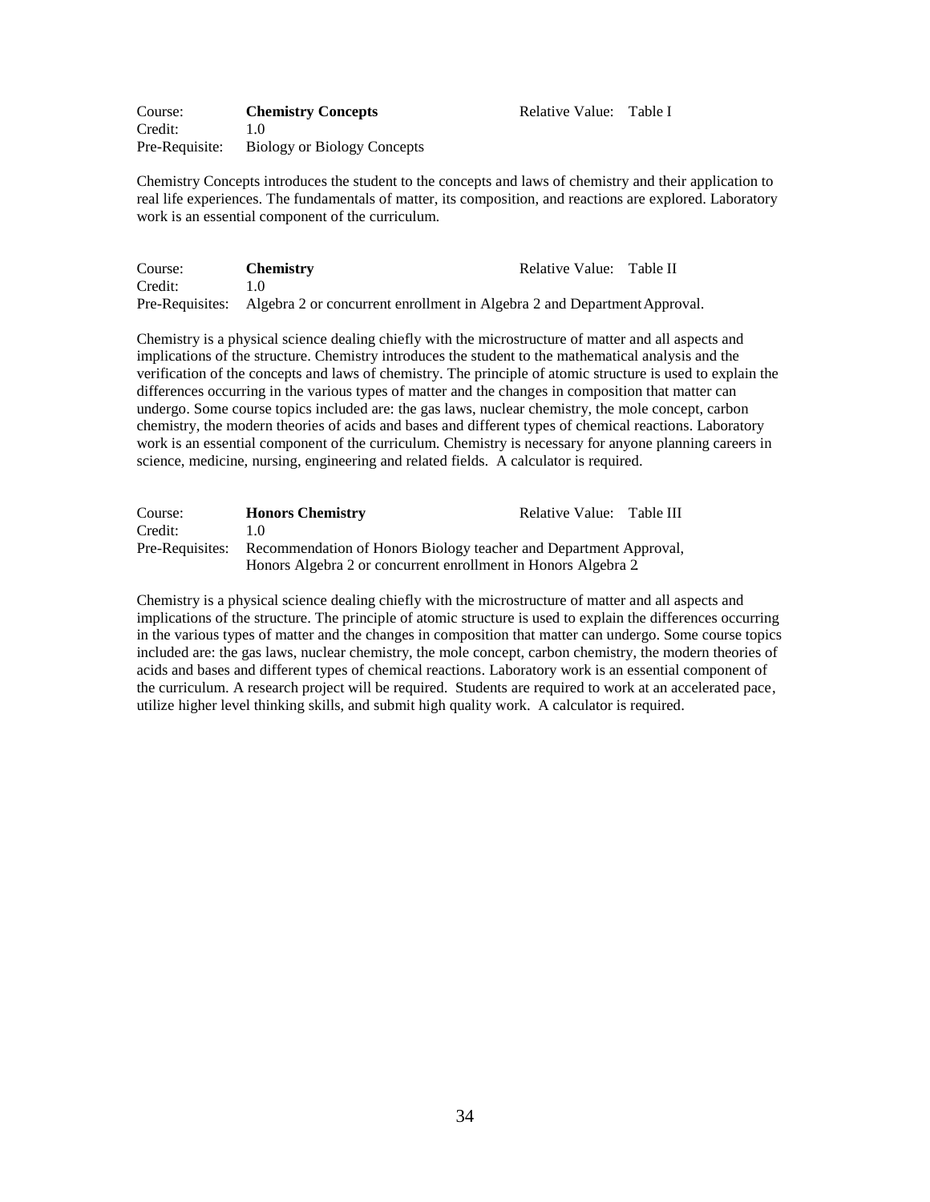Course: **Chemistry Concepts** Relative Value: Table I
Credit: 1.0
Pre-Requisite: Biology or Biology Concepts

Chemistry Concepts introduces the student to the concepts and laws of chemistry and their application to real life experiences. The fundamentals of matter, its composition, and reactions are explored. Laboratory work is an essential component of the curriculum.

Course: **Chemistry** Relative Value: Table II
Credit: 1.0
Pre-Requisites: Algebra 2 or concurrent enrollment in Algebra 2 and Department Approval.

Chemistry is a physical science dealing chiefly with the microstructure of matter and all aspects and implications of the structure. Chemistry introduces the student to the mathematical analysis and the verification of the concepts and laws of chemistry. The principle of atomic structure is used to explain the differences occurring in the various types of matter and the changes in composition that matter can undergo. Some course topics included are: the gas laws, nuclear chemistry, the mole concept, carbon chemistry, the modern theories of acids and bases and different types of chemical reactions. Laboratory work is an essential component of the curriculum. Chemistry is necessary for anyone planning careers in science, medicine, nursing, engineering and related fields. A calculator is required.

Course: **Honors Chemistry** Relative Value: Table III
Credit: 1.0
Pre-Requisites: Recommendation of Honors Biology teacher and Department Approval, Honors Algebra 2 or concurrent enrollment in Honors Algebra 2

Chemistry is a physical science dealing chiefly with the microstructure of matter and all aspects and implications of the structure. The principle of atomic structure is used to explain the differences occurring in the various types of matter and the changes in composition that matter can undergo. Some course topics included are: the gas laws, nuclear chemistry, the mole concept, carbon chemistry, the modern theories of acids and bases and different types of chemical reactions. Laboratory work is an essential component of the curriculum. A research project will be required. Students are required to work at an accelerated pace, utilize higher level thinking skills, and submit high quality work. A calculator is required.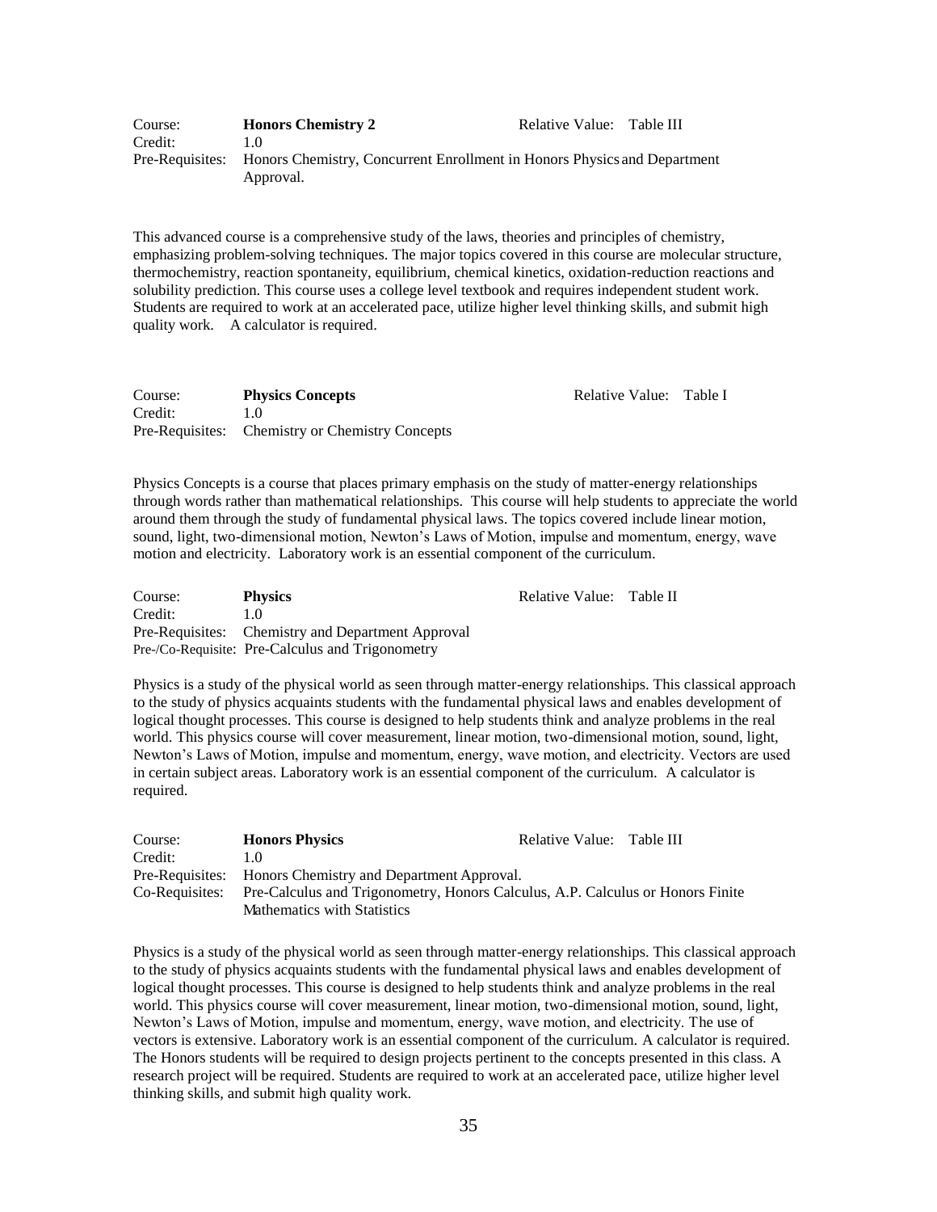| | | | |
|---|---|---|---|
| Course: | **Honors Chemistry 2** | Relative Value: | Table III |
| Credit: | 1.0 | | |
| Pre-Requisites: | Honors Chemistry, Concurrent Enrollment in Honors Physics and Department Approval. | | |

This advanced course is a comprehensive study of the laws, theories and principles of chemistry, emphasizing problem-solving techniques. The major topics covered in this course are molecular structure, thermochemistry, reaction spontaneity, equilibrium, chemical kinetics, oxidation-reduction reactions and solubility prediction. This course uses a college level textbook and requires independent student work. Students are required to work at an accelerated pace, utilize higher level thinking skills, and submit high quality work. A calculator is required.

| | | | |
|---|---|---|---|
| Course: | **Physics Concepts** | Relative Value: | Table I |
| Credit: | 1.0 | | |
| Pre-Requisites: | Chemistry or Chemistry Concepts | | |

Physics Concepts is a course that places primary emphasis on the study of matter-energy relationships through words rather than mathematical relationships. This course will help students to appreciate the world around them through the study of fundamental physical laws. The topics covered include linear motion, sound, light, two-dimensional motion, Newton's Laws of Motion, impulse and momentum, energy, wave motion and electricity. Laboratory work is an essential component of the curriculum.

| | | | |
|---|---|---|---|
| Course: | **Physics** | Relative Value: | Table II |
| Credit: | 1.0 | | |
| Pre-Requisites: | Chemistry and Department Approval | | |
| Pre-/Co-Requisite: | Pre-Calculus and Trigonometry | | |

Physics is a study of the physical world as seen through matter-energy relationships. This classical approach to the study of physics acquaints students with the fundamental physical laws and enables development of logical thought processes. This course is designed to help students think and analyze problems in the real world. This physics course will cover measurement, linear motion, two-dimensional motion, sound, light, Newton's Laws of Motion, impulse and momentum, energy, wave motion, and electricity. Vectors are used in certain subject areas. Laboratory work is an essential component of the curriculum. A calculator is required.

| | | | |
|---|---|---|---|
| Course: | **Honors Physics** | Relative Value: | Table III |
| Credit: | 1.0 | | |
| Pre-Requisites: | Honors Chemistry and Department Approval. | | |
| Co-Requisites: | Pre-Calculus and Trigonometry, Honors Calculus, A.P. Calculus or Honors Finite Mathematics with Statistics | | |

Physics is a study of the physical world as seen through matter-energy relationships. This classical approach to the study of physics acquaints students with the fundamental physical laws and enables development of logical thought processes. This course is designed to help students think and analyze problems in the real world. This physics course will cover measurement, linear motion, two-dimensional motion, sound, light, Newton's Laws of Motion, impulse and momentum, energy, wave motion, and electricity. The use of vectors is extensive. Laboratory work is an essential component of the curriculum. A calculator is required. The Honors students will be required to design projects pertinent to the concepts presented in this class. A research project will be required. Students are required to work at an accelerated pace, utilize higher level thinking skills, and submit high quality work.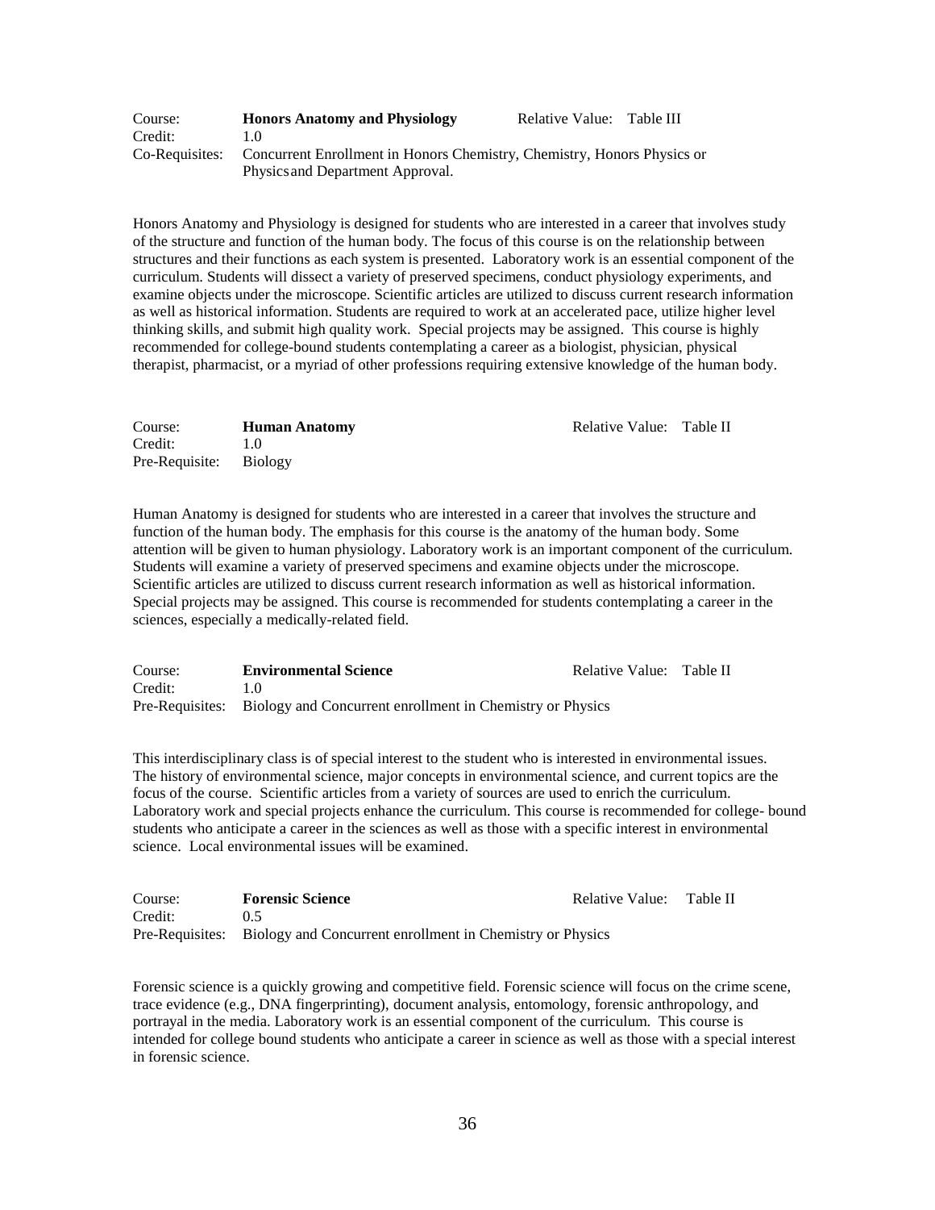Course: **Honors Anatomy and Physiology** Relative Value: Table III
Credit: 1.0
Co-Requisites: Concurrent Enrollment in Honors Chemistry, Chemistry, Honors Physics or Physics and Department Approval.

Honors Anatomy and Physiology is designed for students who are interested in a career that involves study of the structure and function of the human body. The focus of this course is on the relationship between structures and their functions as each system is presented. Laboratory work is an essential component of the curriculum. Students will dissect a variety of preserved specimens, conduct physiology experiments, and examine objects under the microscope. Scientific articles are utilized to discuss current research information as well as historical information. Students are required to work at an accelerated pace, utilize higher level thinking skills, and submit high quality work. Special projects may be assigned. This course is highly recommended for college-bound students contemplating a career as a biologist, physician, physical therapist, pharmacist, or a myriad of other professions requiring extensive knowledge of the human body.

Course: **Human Anatomy** Relative Value: Table II
Credit: 1.0
Pre-Requisite: Biology

Human Anatomy is designed for students who are interested in a career that involves the structure and function of the human body. The emphasis for this course is the anatomy of the human body. Some attention will be given to human physiology. Laboratory work is an important component of the curriculum. Students will examine a variety of preserved specimens and examine objects under the microscope. Scientific articles are utilized to discuss current research information as well as historical information. Special projects may be assigned. This course is recommended for students contemplating a career in the sciences, especially a medically-related field.

Course: **Environmental Science** Relative Value: Table II
Credit: 1.0
Pre-Requisites: Biology and Concurrent enrollment in Chemistry or Physics

This interdisciplinary class is of special interest to the student who is interested in environmental issues. The history of environmental science, major concepts in environmental science, and current topics are the focus of the course. Scientific articles from a variety of sources are used to enrich the curriculum. Laboratory work and special projects enhance the curriculum. This course is recommended for college- bound students who anticipate a career in the sciences as well as those with a specific interest in environmental science. Local environmental issues will be examined.

Course: **Forensic Science** Relative Value: Table II
Credit: 0.5
Pre-Requisites: Biology and Concurrent enrollment in Chemistry or Physics

Forensic science is a quickly growing and competitive field. Forensic science will focus on the crime scene, trace evidence (e.g., DNA fingerprinting), document analysis, entomology, forensic anthropology, and portrayal in the media. Laboratory work is an essential component of the curriculum. This course is intended for college bound students who anticipate a career in science as well as those with a special interest in forensic science.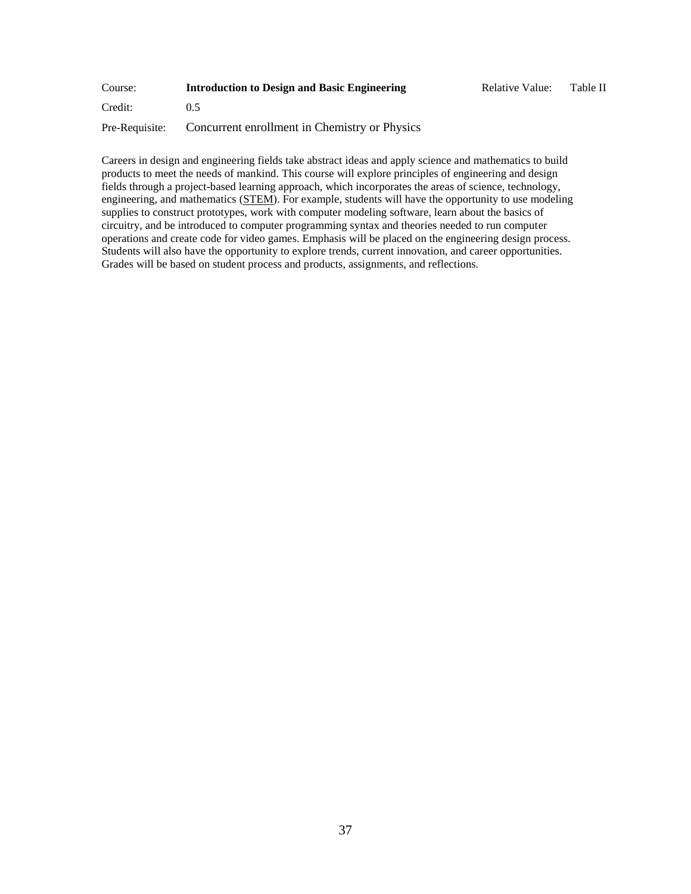Course: **Introduction to Design and Basic Engineering** Relative Value: Table II

Credit: 0.5

Pre-Requisite: Concurrent enrollment in Chemistry or Physics

Careers in design and engineering fields take abstract ideas and apply science and mathematics to build products to meet the needs of mankind. This course will explore principles of engineering and design fields through a project-based learning approach, which incorporates the areas of science, technology, engineering, and mathematics (STEM). For example, students will have the opportunity to use modeling supplies to construct prototypes, work with computer modeling software, learn about the basics of circuitry, and be introduced to computer programming syntax and theories needed to run computer operations and create code for video games. Emphasis will be placed on the engineering design process. Students will also have the opportunity to explore trends, current innovation, and career opportunities. Grades will be based on student process and products, assignments, and reflections.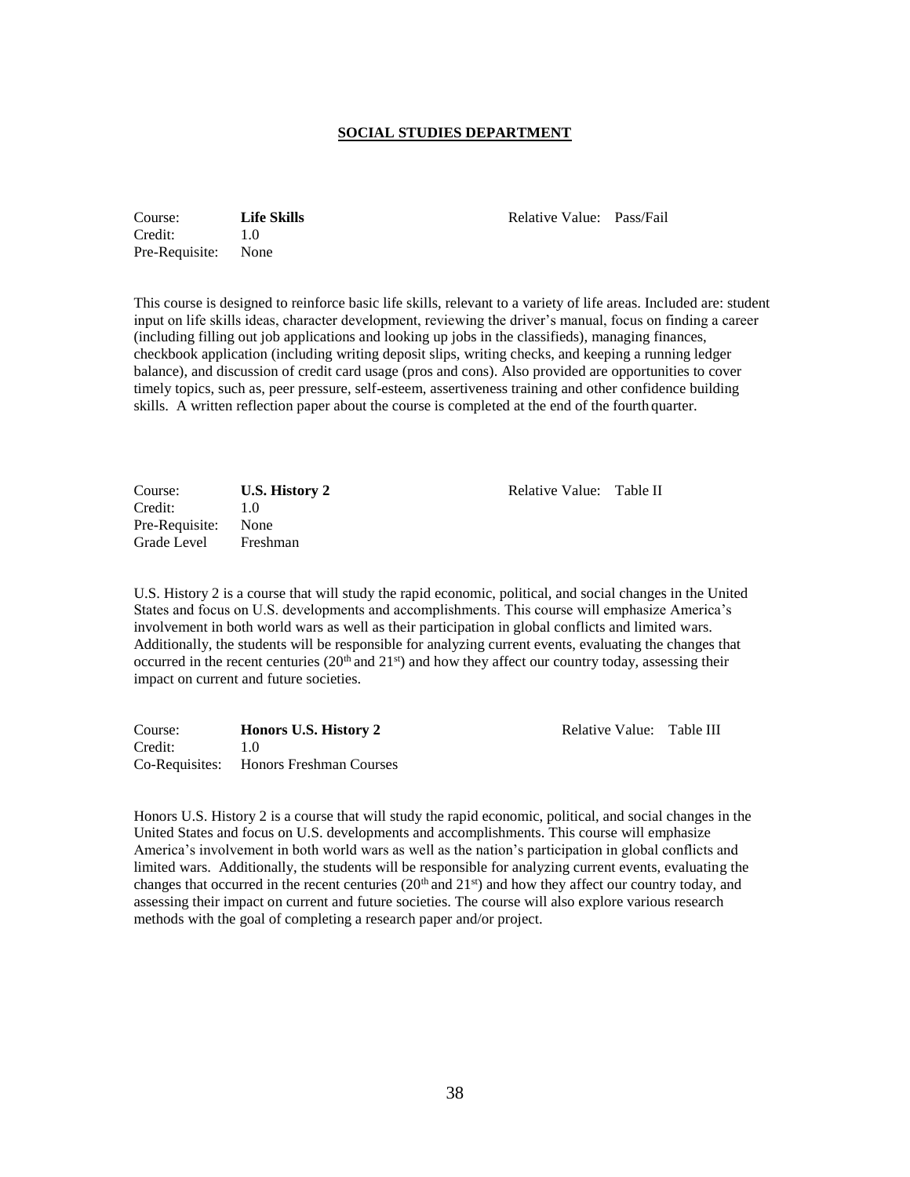## SOCIAL STUDIES DEPARTMENT

Course: **Life Skills** Relative Value: Pass/Fail
Credit: 1.0
Pre-Requisite: None

This course is designed to reinforce basic life skills, relevant to a variety of life areas. Included are: student input on life skills ideas, character development, reviewing the driver's manual, focus on finding a career (including filling out job applications and looking up jobs in the classifieds), managing finances, checkbook application (including writing deposit slips, writing checks, and keeping a running ledger balance), and discussion of credit card usage (pros and cons). Also provided are opportunities to cover timely topics, such as, peer pressure, self-esteem, assertiveness training and other confidence building skills. A written reflection paper about the course is completed at the end of the fourth quarter.

Course: **U.S. History 2** Relative Value: Table II
Credit: 1.0
Pre-Requisite: None
Grade Level Freshman

U.S. History 2 is a course that will study the rapid economic, political, and social changes in the United States and focus on U.S. developments and accomplishments. This course will emphasize America's involvement in both world wars as well as their participation in global conflicts and limited wars. Additionally, the students will be responsible for analyzing current events, evaluating the changes that occurred in the recent centuries (20th and 21st) and how they affect our country today, assessing their impact on current and future societies.

Course: **Honors U.S. History 2** Relative Value: Table III
Credit: 1.0
Co-Requisites: Honors Freshman Courses

Honors U.S. History 2 is a course that will study the rapid economic, political, and social changes in the United States and focus on U.S. developments and accomplishments. This course will emphasize America's involvement in both world wars as well as the nation's participation in global conflicts and limited wars. Additionally, the students will be responsible for analyzing current events, evaluating the changes that occurred in the recent centuries (20th and 21st) and how they affect our country today, and assessing their impact on current and future societies. The course will also explore various research methods with the goal of completing a research paper and/or project.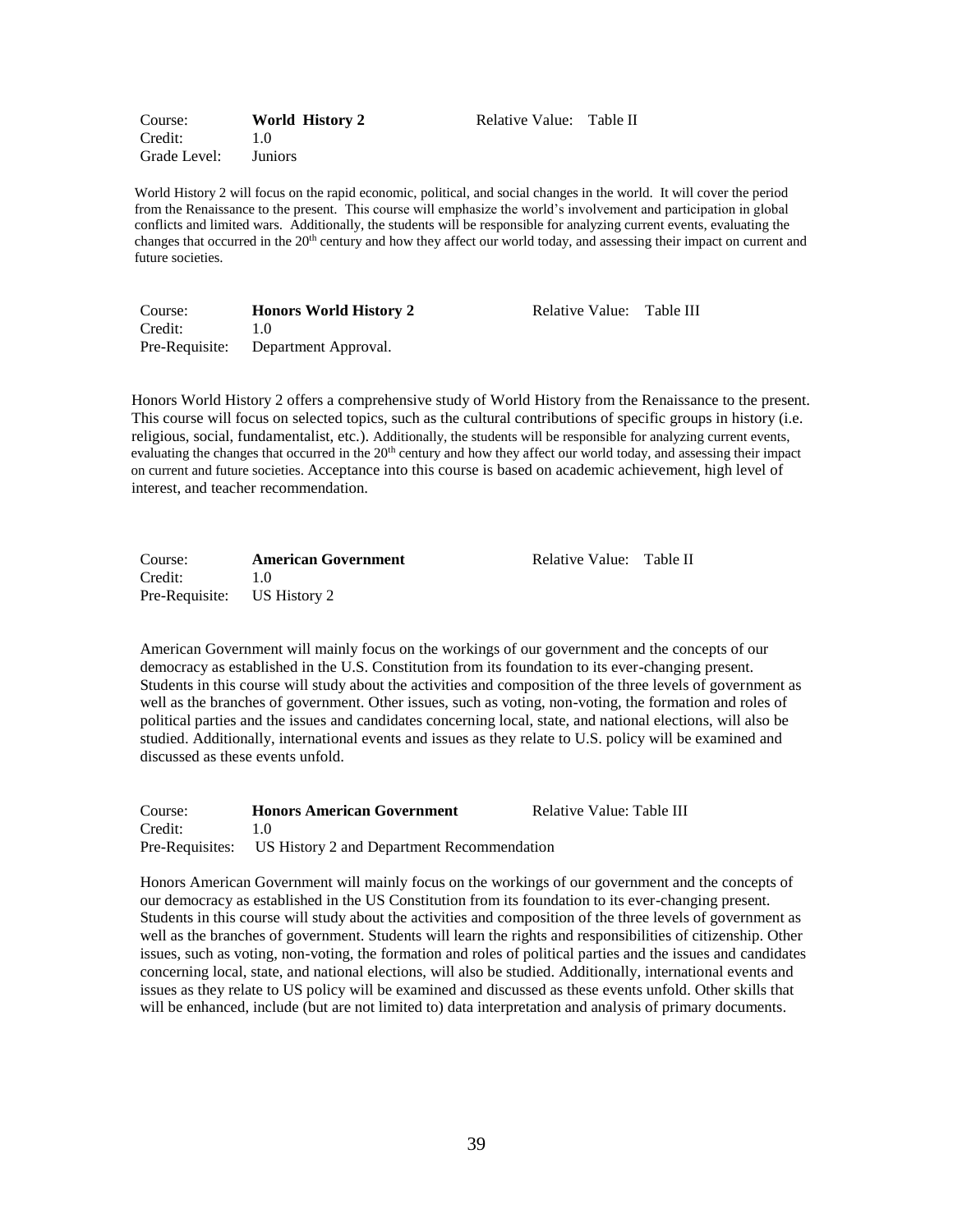Course: **World History 2** Relative Value: Table II
Credit: 1.0
Grade Level: Juniors

World History 2 will focus on the rapid economic, political, and social changes in the world. It will cover the period from the Renaissance to the present. This course will emphasize the world's involvement and participation in global conflicts and limited wars. Additionally, the students will be responsible for analyzing current events, evaluating the changes that occurred in the 20th century and how they affect our world today, and assessing their impact on current and future societies.

Course: **Honors World History 2** Relative Value: Table III
Credit: 1.0
Pre-Requisite: Department Approval.

Honors World History 2 offers a comprehensive study of World History from the Renaissance to the present. This course will focus on selected topics, such as the cultural contributions of specific groups in history (i.e. religious, social, fundamentalist, etc.). Additionally, the students will be responsible for analyzing current events, evaluating the changes that occurred in the 20th century and how they affect our world today, and assessing their impact on current and future societies. Acceptance into this course is based on academic achievement, high level of interest, and teacher recommendation.

Course: **American Government** Relative Value: Table II
Credit: 1.0
Pre-Requisite: US History 2

American Government will mainly focus on the workings of our government and the concepts of our democracy as established in the U.S. Constitution from its foundation to its ever-changing present. Students in this course will study about the activities and composition of the three levels of government as well as the branches of government. Other issues, such as voting, non-voting, the formation and roles of political parties and the issues and candidates concerning local, state, and national elections, will also be studied. Additionally, international events and issues as they relate to U.S. policy will be examined and discussed as these events unfold.

Course: **Honors American Government** Relative Value: Table III
Credit: 1.0
Pre-Requisites: US History 2 and Department Recommendation

Honors American Government will mainly focus on the workings of our government and the concepts of our democracy as established in the US Constitution from its foundation to its ever-changing present. Students in this course will study about the activities and composition of the three levels of government as well as the branches of government. Students will learn the rights and responsibilities of citizenship. Other issues, such as voting, non-voting, the formation and roles of political parties and the issues and candidates concerning local, state, and national elections, will also be studied. Additionally, international events and issues as they relate to US policy will be examined and discussed as these events unfold. Other skills that will be enhanced, include (but are not limited to) data interpretation and analysis of primary documents.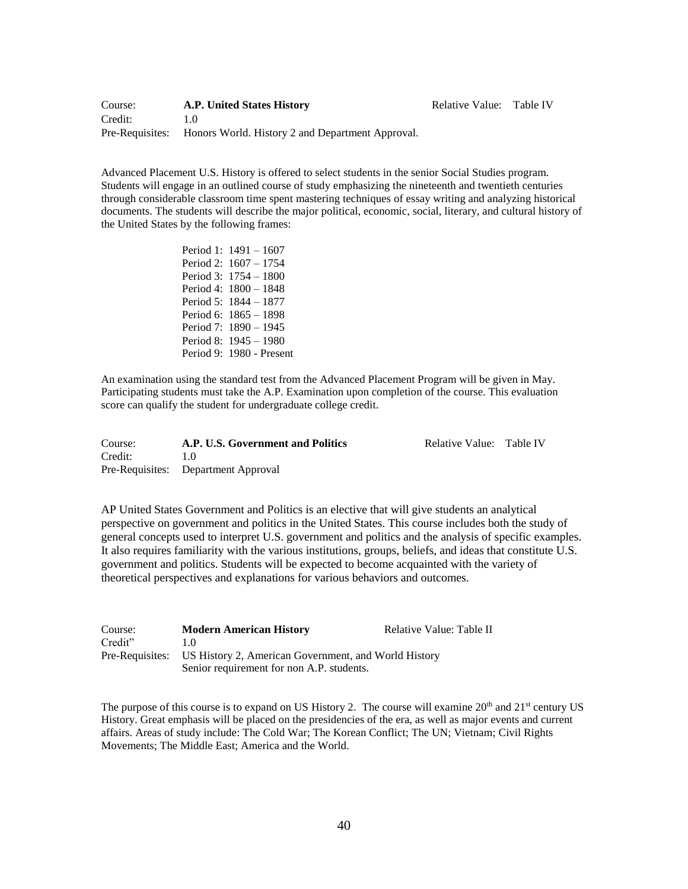Course: **A.P. United States History** Relative Value: Table IV
Credit: 1.0
Pre-Requisites: Honors World. History 2 and Department Approval.

Advanced Placement U.S. History is offered to select students in the senior Social Studies program. Students will engage in an outlined course of study emphasizing the nineteenth and twentieth centuries through considerable classroom time spent mastering techniques of essay writing and analyzing historical documents. The students will describe the major political, economic, social, literary, and cultural history of the United States by the following frames:

Period 1: 1491 – 1607
Period 2: 1607 – 1754
Period 3: 1754 – 1800
Period 4: 1800 – 1848
Period 5: 1844 – 1877
Period 6: 1865 – 1898
Period 7: 1890 – 1945
Period 8: 1945 – 1980
Period 9: 1980 - Present

An examination using the standard test from the Advanced Placement Program will be given in May. Participating students must take the A.P. Examination upon completion of the course. This evaluation score can qualify the student for undergraduate college credit.

Course: **A.P. U.S. Government and Politics** Relative Value: Table IV
Credit: 1.0
Pre-Requisites: Department Approval

AP United States Government and Politics is an elective that will give students an analytical perspective on government and politics in the United States. This course includes both the study of general concepts used to interpret U.S. government and politics and the analysis of specific examples. It also requires familiarity with the various institutions, groups, beliefs, and ideas that constitute U.S. government and politics. Students will be expected to become acquainted with the variety of theoretical perspectives and explanations for various behaviors and outcomes.

Course: **Modern American History** Relative Value: Table II
Credit" 1.0
Pre-Requisites: US History 2, American Government, and World History
Senior requirement for non A.P. students.

The purpose of this course is to expand on US History 2. The course will examine 20th and 21st century US History. Great emphasis will be placed on the presidencies of the era, as well as major events and current affairs. Areas of study include: The Cold War; The Korean Conflict; The UN; Vietnam; Civil Rights Movements; The Middle East; America and the World.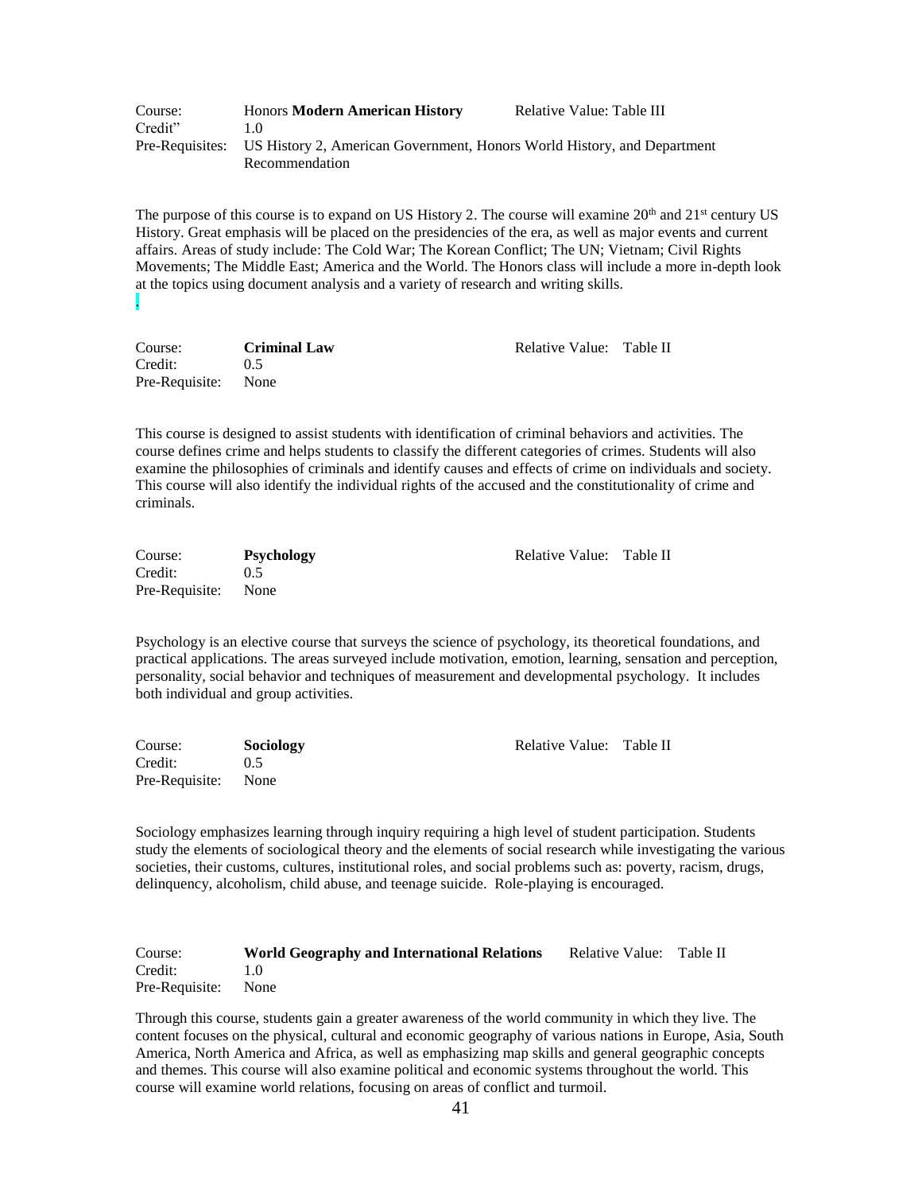Course: Honors **Modern American History** Relative Value: Table III
Credit" 1.0
Pre-Requisites: US History 2, American Government, Honors World History, and Department Recommendation

The purpose of this course is to expand on US History 2. The course will examine 20th and 21st century US History. Great emphasis will be placed on the presidencies of the era, as well as major events and current affairs. Areas of study include: The Cold War; The Korean Conflict; The UN; Vietnam; Civil Rights Movements; The Middle East; America and the World. The Honors class will include a more in-depth look at the topics using document analysis and a variety of research and writing skills.

.

Course: **Criminal Law** Relative Value: Table II
Credit: 0.5
Pre-Requisite: None

This course is designed to assist students with identification of criminal behaviors and activities. The course defines crime and helps students to classify the different categories of crimes. Students will also examine the philosophies of criminals and identify causes and effects of crime on individuals and society. This course will also identify the individual rights of the accused and the constitutionality of crime and criminals.

Course: **Psychology** Relative Value: Table II
Credit: 0.5
Pre-Requisite: None

Psychology is an elective course that surveys the science of psychology, its theoretical foundations, and practical applications. The areas surveyed include motivation, emotion, learning, sensation and perception, personality, social behavior and techniques of measurement and developmental psychology. It includes both individual and group activities.

Course: **Sociology** Relative Value: Table II
Credit: 0.5
Pre-Requisite: None

Sociology emphasizes learning through inquiry requiring a high level of student participation. Students study the elements of sociological theory and the elements of social research while investigating the various societies, their customs, cultures, institutional roles, and social problems such as: poverty, racism, drugs, delinquency, alcoholism, child abuse, and teenage suicide. Role-playing is encouraged.

Course: **World Geography and International Relations** Relative Value: Table II
Credit: 1.0
Pre-Requisite: None

Through this course, students gain a greater awareness of the world community in which they live. The content focuses on the physical, cultural and economic geography of various nations in Europe, Asia, South America, North America and Africa, as well as emphasizing map skills and general geographic concepts and themes. This course will also examine political and economic systems throughout the world. This course will examine world relations, focusing on areas of conflict and turmoil.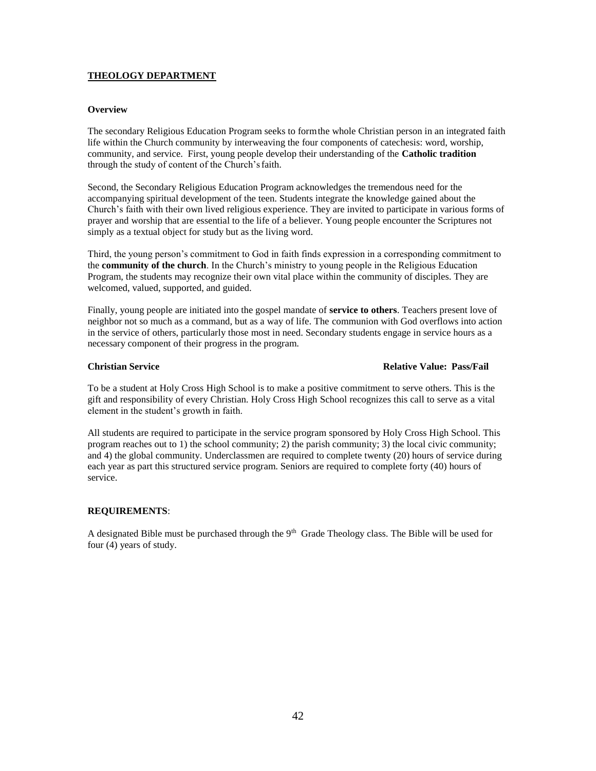## THEOLOGY DEPARTMENT

### Overview

The secondary Religious Education Program seeks to form the whole Christian person in an integrated faith life within the Church community by interweaving the four components of catechesis: word, worship, community, and service. First, young people develop their understanding of the **Catholic tradition** through the study of content of the Church's faith.

Second, the Secondary Religious Education Program acknowledges the tremendous need for the accompanying spiritual development of the teen. Students integrate the knowledge gained about the Church's faith with their own lived religious experience. They are invited to participate in various forms of prayer and worship that are essential to the life of a believer. Young people encounter the Scriptures not simply as a textual object for study but as the living word.

Third, the young person's commitment to God in faith finds expression in a corresponding commitment to the **community of the church**. In the Church's ministry to young people in the Religious Education Program, the students may recognize their own vital place within the community of disciples. They are welcomed, valued, supported, and guided.

Finally, young people are initiated into the gospel mandate of **service to others**. Teachers present love of neighbor not so much as a command, but as a way of life. The communion with God overflows into action in the service of others, particularly those most in need. Secondary students engage in service hours as a necessary component of their progress in the program.

**Christian Service** **Relative Value: Pass/Fail**

To be a student at Holy Cross High School is to make a positive commitment to serve others. This is the gift and responsibility of every Christian. Holy Cross High School recognizes this call to serve as a vital element in the student's growth in faith.

All students are required to participate in the service program sponsored by Holy Cross High School. This program reaches out to 1) the school community; 2) the parish community; 3) the local civic community; and 4) the global community. Underclassmen are required to complete twenty (20) hours of service during each year as part this structured service program. Seniors are required to complete forty (40) hours of service.

### REQUIREMENTS:

A designated Bible must be purchased through the 9th Grade Theology class. The Bible will be used for four (4) years of study.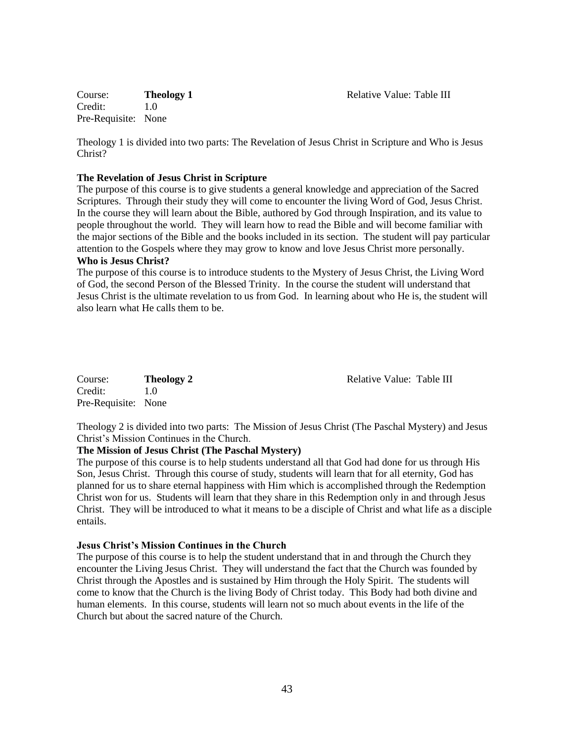Course: **Theology 1** Relative Value: Table III
Credit: 1.0
Pre-Requisite: None

Theology 1 is divided into two parts: The Revelation of Jesus Christ in Scripture and Who is Jesus Christ?

**The Revelation of Jesus Christ in Scripture**

The purpose of this course is to give students a general knowledge and appreciation of the Sacred Scriptures. Through their study they will come to encounter the living Word of God, Jesus Christ. In the course they will learn about the Bible, authored by God through Inspiration, and its value to people throughout the world. They will learn how to read the Bible and will become familiar with the major sections of the Bible and the books included in its section. The student will pay particular attention to the Gospels where they may grow to know and love Jesus Christ more personally.

**Who is Jesus Christ?**

The purpose of this course is to introduce students to the Mystery of Jesus Christ, the Living Word of God, the second Person of the Blessed Trinity. In the course the student will understand that Jesus Christ is the ultimate revelation to us from God. In learning about who He is, the student will also learn what He calls them to be.

Course: **Theology 2** Relative Value: Table III
Credit: 1.0
Pre-Requisite: None

Theology 2 is divided into two parts: The Mission of Jesus Christ (The Paschal Mystery) and Jesus Christ's Mission Continues in the Church.

**The Mission of Jesus Christ (The Paschal Mystery)**

The purpose of this course is to help students understand all that God had done for us through His Son, Jesus Christ. Through this course of study, students will learn that for all eternity, God has planned for us to share eternal happiness with Him which is accomplished through the Redemption Christ won for us. Students will learn that they share in this Redemption only in and through Jesus Christ. They will be introduced to what it means to be a disciple of Christ and what life as a disciple entails.

**Jesus Christ's Mission Continues in the Church**

The purpose of this course is to help the student understand that in and through the Church they encounter the Living Jesus Christ. They will understand the fact that the Church was founded by Christ through the Apostles and is sustained by Him through the Holy Spirit. The students will come to know that the Church is the living Body of Christ today. This Body had both divine and human elements. In this course, students will learn not so much about events in the life of the Church but about the sacred nature of the Church.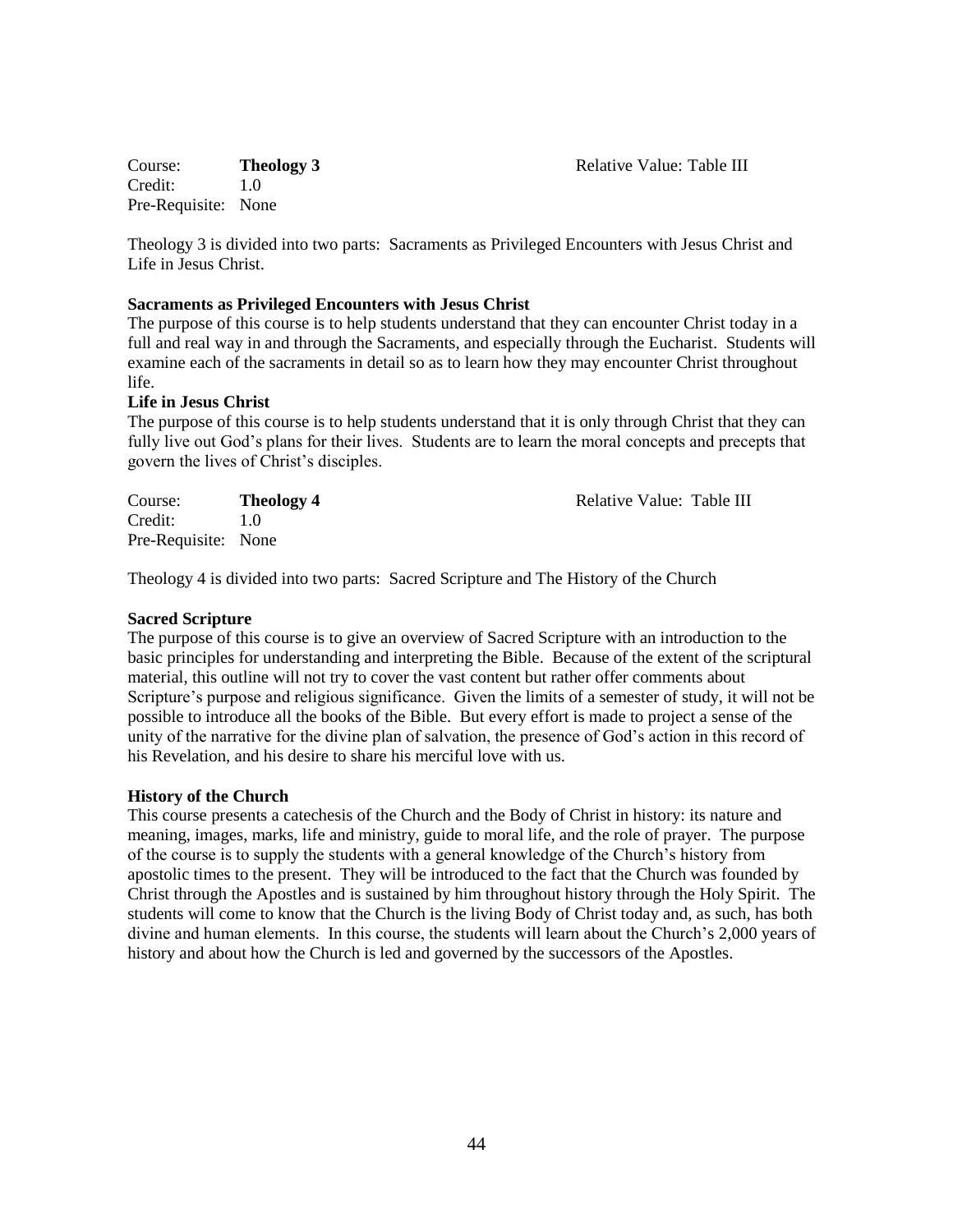Course: **Theology 3** Relative Value: Table III
Credit: 1.0
Pre-Requisite: None

Theology 3 is divided into two parts: Sacraments as Privileged Encounters with Jesus Christ and Life in Jesus Christ.

**Sacraments as Privileged Encounters with Jesus Christ**
The purpose of this course is to help students understand that they can encounter Christ today in a full and real way in and through the Sacraments, and especially through the Eucharist. Students will examine each of the sacraments in detail so as to learn how they may encounter Christ throughout life.

**Life in Jesus Christ**
The purpose of this course is to help students understand that it is only through Christ that they can fully live out God's plans for their lives. Students are to learn the moral concepts and precepts that govern the lives of Christ's disciples.

Course: **Theology 4** Relative Value: Table III
Credit: 1.0
Pre-Requisite: None

Theology 4 is divided into two parts: Sacred Scripture and The History of the Church

**Sacred Scripture**
The purpose of this course is to give an overview of Sacred Scripture with an introduction to the basic principles for understanding and interpreting the Bible. Because of the extent of the scriptural material, this outline will not try to cover the vast content but rather offer comments about Scripture's purpose and religious significance. Given the limits of a semester of study, it will not be possible to introduce all the books of the Bible. But every effort is made to project a sense of the unity of the narrative for the divine plan of salvation, the presence of God's action in this record of his Revelation, and his desire to share his merciful love with us.

**History of the Church**
This course presents a catechesis of the Church and the Body of Christ in history: its nature and meaning, images, marks, life and ministry, guide to moral life, and the role of prayer. The purpose of the course is to supply the students with a general knowledge of the Church's history from apostolic times to the present. They will be introduced to the fact that the Church was founded by Christ through the Apostles and is sustained by him throughout history through the Holy Spirit. The students will come to know that the Church is the living Body of Christ today and, as such, has both divine and human elements. In this course, the students will learn about the Church's 2,000 years of history and about how the Church is led and governed by the successors of the Apostles.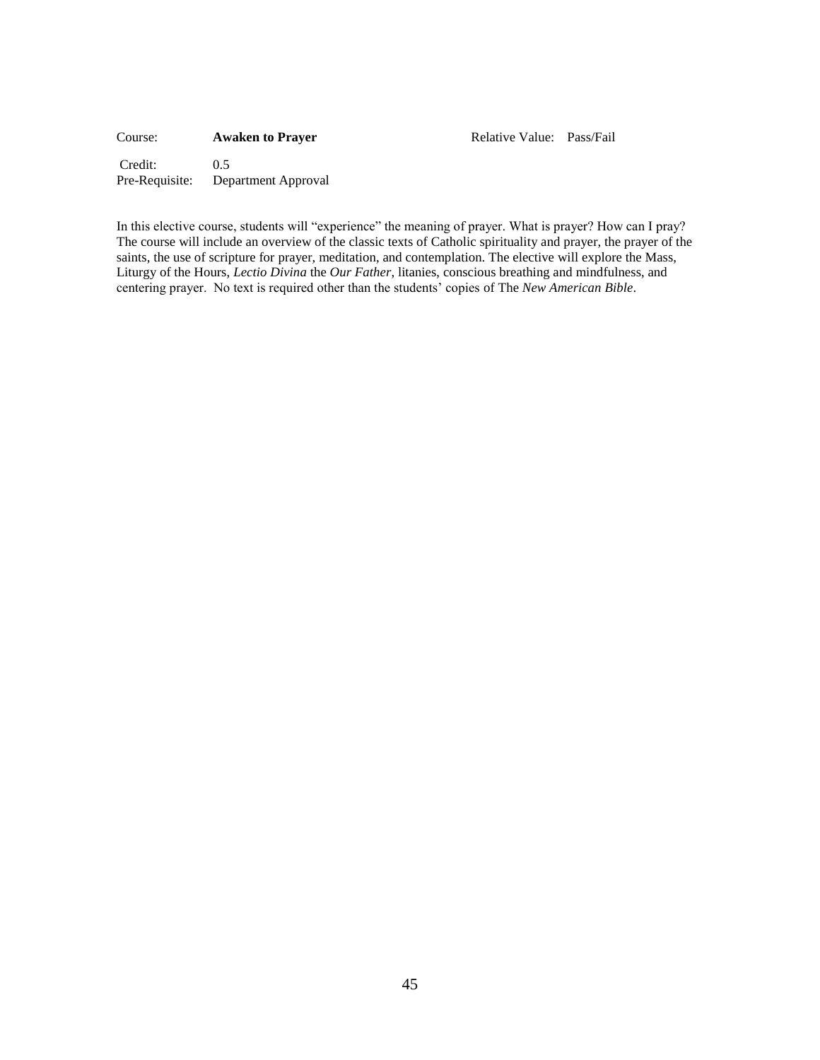Course: **Awaken to Prayer** Relative Value: Pass/Fail

Credit: 0.5
Pre-Requisite: Department Approval

In this elective course, students will "experience" the meaning of prayer. What is prayer? How can I pray? The course will include an overview of the classic texts of Catholic spirituality and prayer, the prayer of the saints, the use of scripture for prayer, meditation, and contemplation. The elective will explore the Mass, Liturgy of the Hours, *Lectio Divina* the *Our Father*, litanies, conscious breathing and mindfulness, and centering prayer. No text is required other than the students' copies of The *New American Bible*.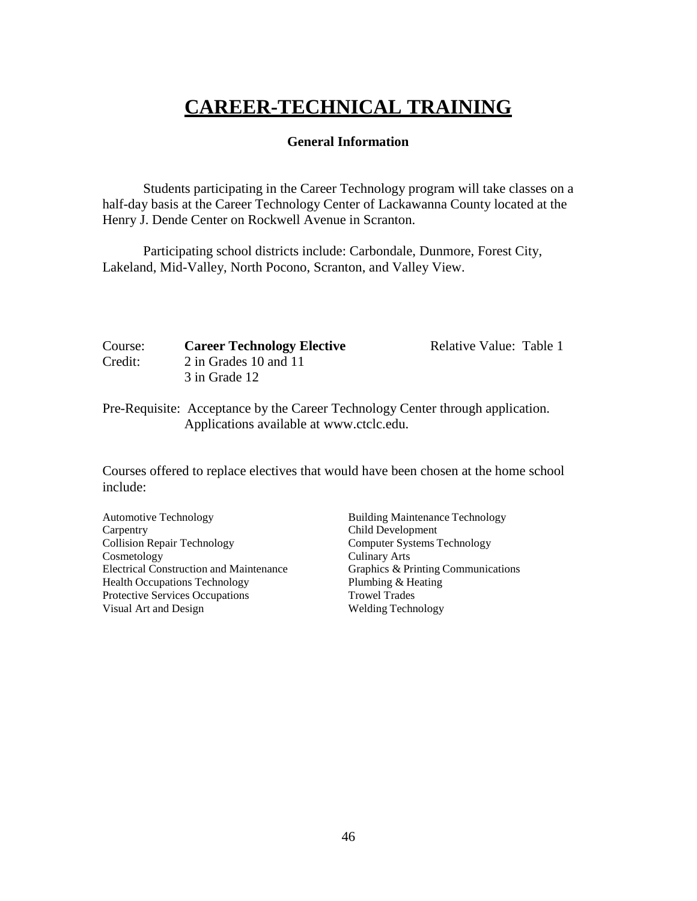# CAREER-TECHNICAL TRAINING

**General Information**

Students participating in the Career Technology program will take classes on a half-day basis at the Career Technology Center of Lackawanna County located at the Henry J. Dende Center on Rockwell Avenue in Scranton.

Participating school districts include: Carbondale, Dunmore, Forest City, Lakeland, Mid-Valley, North Pocono, Scranton, and Valley View.

Course: **Career Technology Elective** Relative Value: Table 1
Credit: 2 in Grades 10 and 11
3 in Grade 12

Pre-Requisite: Acceptance by the Career Technology Center through application. Applications available at www.ctclc.edu.

Courses offered to replace electives that would have been chosen at the home school include:

- Automotive Technology
- Building Maintenance Technology
- Carpentry
- Child Development
- Collision Repair Technology
- Computer Systems Technology
- Cosmetology
- Culinary Arts
- Electrical Construction and Maintenance
- Graphics & Printing Communications
- Health Occupations Technology
- Plumbing & Heating
- Protective Services Occupations
- Trowel Trades
- Visual Art and Design
- Welding Technology